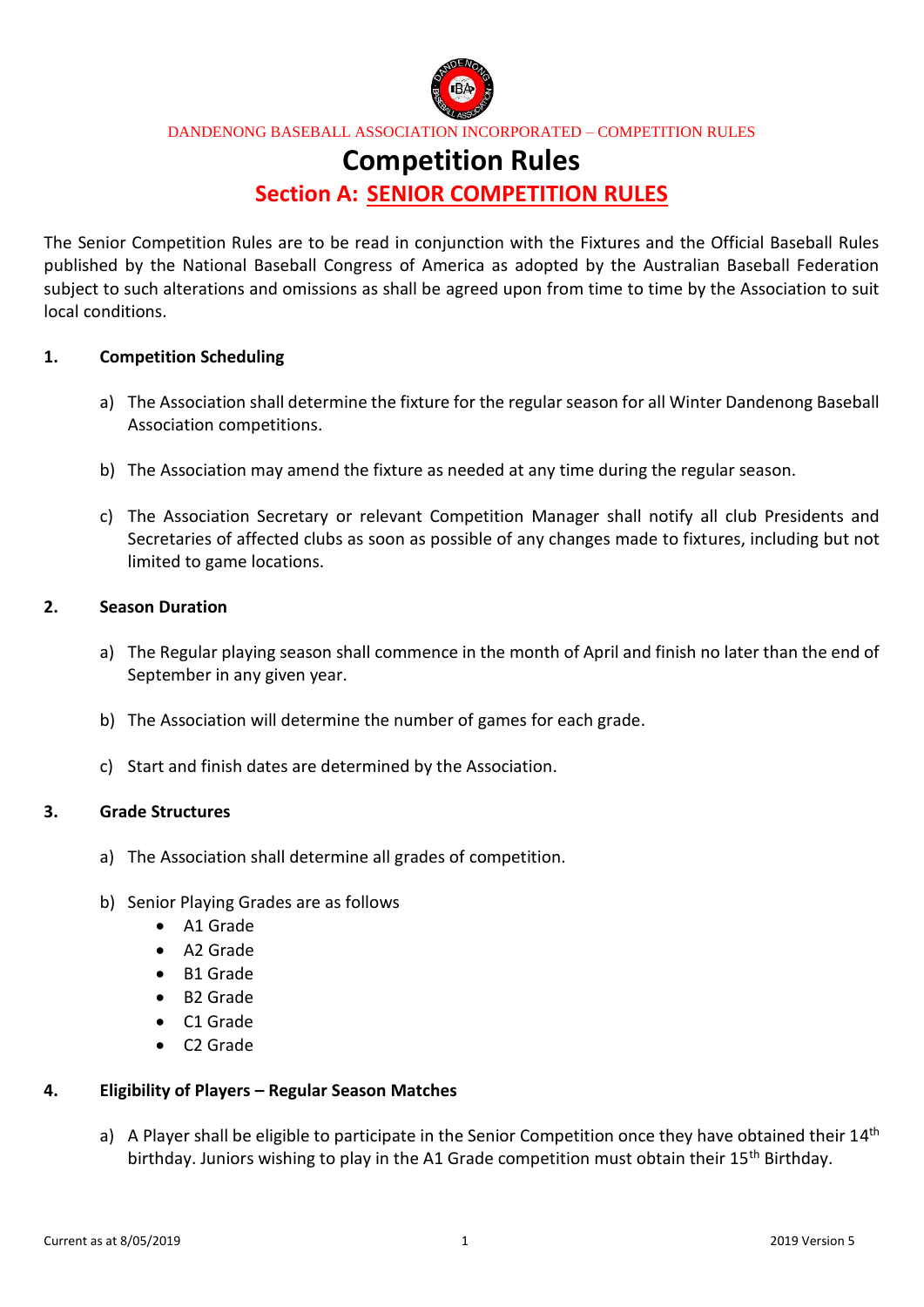DANDENONG BASEBALL ASSOCIATION INCORPORATED – COMPETITION RULES

# Competition Rules

## Section A: SENIOR COMPETITION RULES

The Senior Competition Rules are to be read in conjunction with the Fixtures and the Official Baseball Rules published by the National Baseball Congress of America as adopted by the Australian Baseball Federation subject to such alterations and omissions as shall be agreed upon from time to time by the Association to suit local conditions.

### 1. Competition Scheduling

a) The Association shall determine the fixture for the regular season for all Winter Dandenong Baseball Association competitions.

b) The Association may amend the fixture as needed at any time during the regular season.

c) The Association Secretary or relevant Competition Manager shall notify all club Presidents and Secretaries of affected clubs as soon as possible of any changes made to fixtures, including but not limited to game locations.

### 2. Season Duration

a) The Regular playing season shall commence in the month of April and finish no later than the end of September in any given year.

b) The Association will determine the number of games for each grade.

c) Start and finish dates are determined by the Association.

### 3. Grade Structures

a) The Association shall determine all grades of competition.

b) Senior Playing Grades are as follows

- A1 Grade
- A2 Grade
- B1 Grade
- B2 Grade
- C1 Grade
- C2 Grade

### 4. Eligibility of Players – Regular Season Matches

a) A Player shall be eligible to participate in the Senior Competition once they have obtained their 14th birthday. Juniors wishing to play in the A1 Grade competition must obtain their 15th Birthday.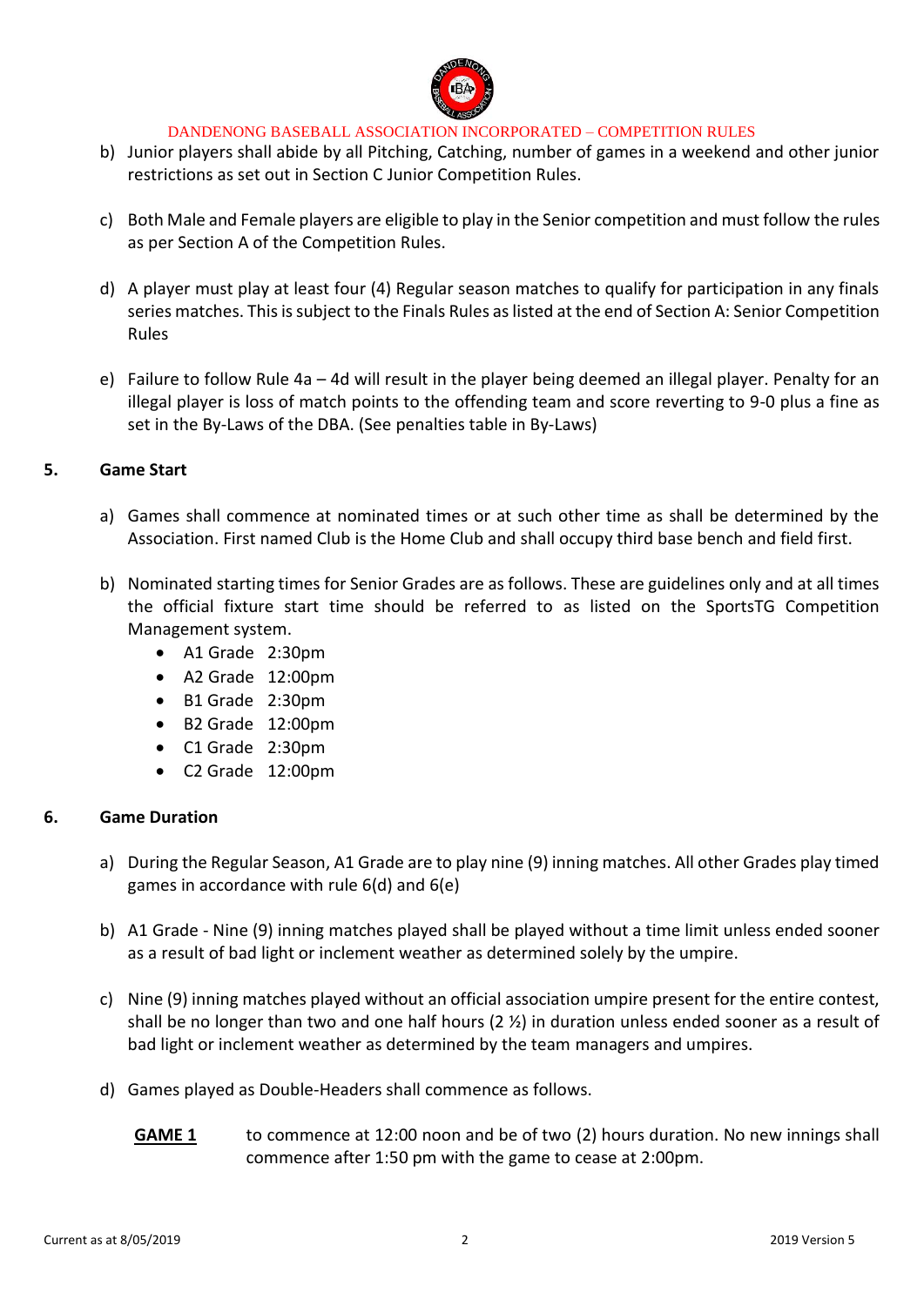b) Junior players shall abide by all Pitching, Catching, number of games in a weekend and other junior restrictions as set out in Section C Junior Competition Rules.

c) Both Male and Female players are eligible to play in the Senior competition and must follow the rules as per Section A of the Competition Rules.

d) A player must play at least four (4) Regular season matches to qualify for participation in any finals series matches. This is subject to the Finals Rules as listed at the end of Section A: Senior Competition Rules

e) Failure to follow Rule 4a – 4d will result in the player being deemed an illegal player. Penalty for an illegal player is loss of match points to the offending team and score reverting to 9-0 plus a fine as set in the By-Laws of the DBA. (See penalties table in By-Laws)

## 5. Game Start

a) Games shall commence at nominated times or at such other time as shall be determined by the Association. First named Club is the Home Club and shall occupy third base bench and field first.

b) Nominated starting times for Senior Grades are as follows. These are guidelines only and at all times the official fixture start time should be referred to as listed on the SportsTG Competition Management system.

- A1 Grade 2:30pm
- A2 Grade 12:00pm
- B1 Grade 2:30pm
- B2 Grade 12:00pm
- C1 Grade 2:30pm
- C2 Grade 12:00pm

## 6. Game Duration

a) During the Regular Season, A1 Grade are to play nine (9) inning matches. All other Grades play timed games in accordance with rule 6(d) and 6(e)

b) A1 Grade - Nine (9) inning matches played shall be played without a time limit unless ended sooner as a result of bad light or inclement weather as determined solely by the umpire.

c) Nine (9) inning matches played without an official association umpire present for the entire contest, shall be no longer than two and one half hours (2 ½) in duration unless ended sooner as a result of bad light or inclement weather as determined by the team managers and umpires.

d) Games played as Double-Headers shall commence as follows.

**GAME 1** to commence at 12:00 noon and be of two (2) hours duration. No new innings shall commence after 1:50 pm with the game to cease at 2:00pm.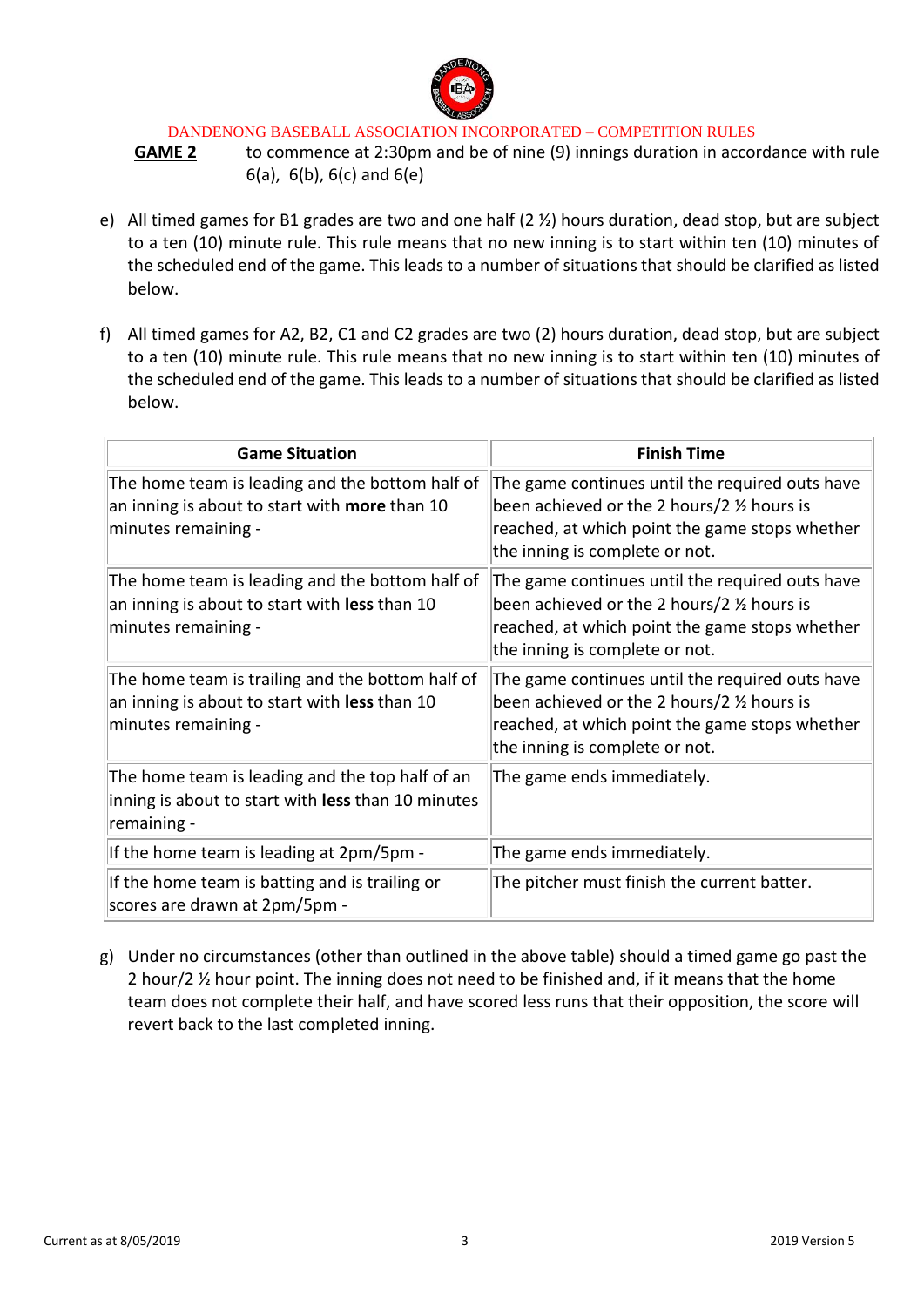**GAME 2** to commence at 2:30pm and be of nine (9) innings duration in accordance with rule 6(a), 6(b), 6(c) and 6(e)

e) All timed games for B1 grades are two and one half (2 ½) hours duration, dead stop, but are subject to a ten (10) minute rule. This rule means that no new inning is to start within ten (10) minutes of the scheduled end of the game. This leads to a number of situations that should be clarified as listed below.

f) All timed games for A2, B2, C1 and C2 grades are two (2) hours duration, dead stop, but are subject to a ten (10) minute rule. This rule means that no new inning is to start within ten (10) minutes of the scheduled end of the game. This leads to a number of situations that should be clarified as listed below.

| Game Situation | Finish Time |
| --- | --- |
| The home team is leading and the bottom half of an inning is about to start with **more** than 10 minutes remaining - | The game continues until the required outs have been achieved or the 2 hours/2 ½ hours is reached, at which point the game stops whether the inning is complete or not. |
| The home team is leading and the bottom half of an inning is about to start with **less** than 10 minutes remaining - | The game continues until the required outs have been achieved or the 2 hours/2 ½ hours is reached, at which point the game stops whether the inning is complete or not. |
| The home team is trailing and the bottom half of an inning is about to start with **less** than 10 minutes remaining - | The game continues until the required outs have been achieved or the 2 hours/2 ½ hours is reached, at which point the game stops whether the inning is complete or not. |
| The home team is leading and the top half of an inning is about to start with **less** than 10 minutes remaining - | The game ends immediately. |
| If the home team is leading at 2pm/5pm - | The game ends immediately. |
| If the home team is batting and is trailing or scores are drawn at 2pm/5pm - | The pitcher must finish the current batter. |

g) Under no circumstances (other than outlined in the above table) should a timed game go past the 2 hour/2 ½ hour point. The inning does not need to be finished and, if it means that the home team does not complete their half, and have scored less runs that their opposition, the score will revert back to the last completed inning.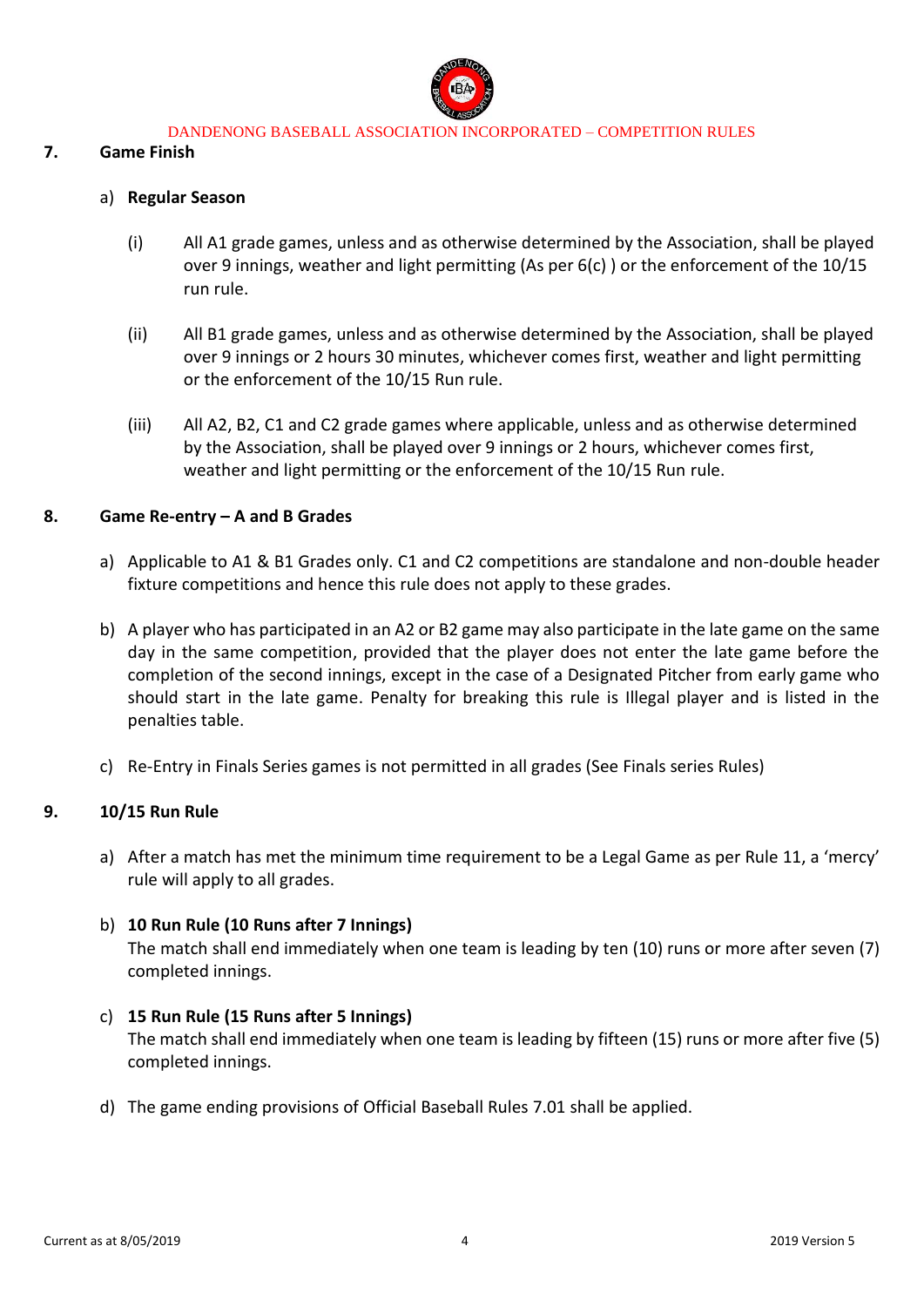## 7. Game Finish

a) **Regular Season**

(i) All A1 grade games, unless and as otherwise determined by the Association, shall be played over 9 innings, weather and light permitting (As per 6(c) ) or the enforcement of the 10/15 run rule.

(ii) All B1 grade games, unless and as otherwise determined by the Association, shall be played over 9 innings or 2 hours 30 minutes, whichever comes first, weather and light permitting or the enforcement of the 10/15 Run rule.

(iii) All A2, B2, C1 and C2 grade games where applicable, unless and as otherwise determined by the Association, shall be played over 9 innings or 2 hours, whichever comes first, weather and light permitting or the enforcement of the 10/15 Run rule.

## 8. Game Re-entry – A and B Grades

a) Applicable to A1 & B1 Grades only. C1 and C2 competitions are standalone and non-double header fixture competitions and hence this rule does not apply to these grades.

b) A player who has participated in an A2 or B2 game may also participate in the late game on the same day in the same competition, provided that the player does not enter the late game before the completion of the second innings, except in the case of a Designated Pitcher from early game who should start in the late game. Penalty for breaking this rule is Illegal player and is listed in the penalties table.

c) Re-Entry in Finals Series games is not permitted in all grades (See Finals series Rules)

## 9. 10/15 Run Rule

a) After a match has met the minimum time requirement to be a Legal Game as per Rule 11, a 'mercy' rule will apply to all grades.

b) **10 Run Rule (10 Runs after 7 Innings)**
The match shall end immediately when one team is leading by ten (10) runs or more after seven (7) completed innings.

c) **15 Run Rule (15 Runs after 5 Innings)**
The match shall end immediately when one team is leading by fifteen (15) runs or more after five (5) completed innings.

d) The game ending provisions of Official Baseball Rules 7.01 shall be applied.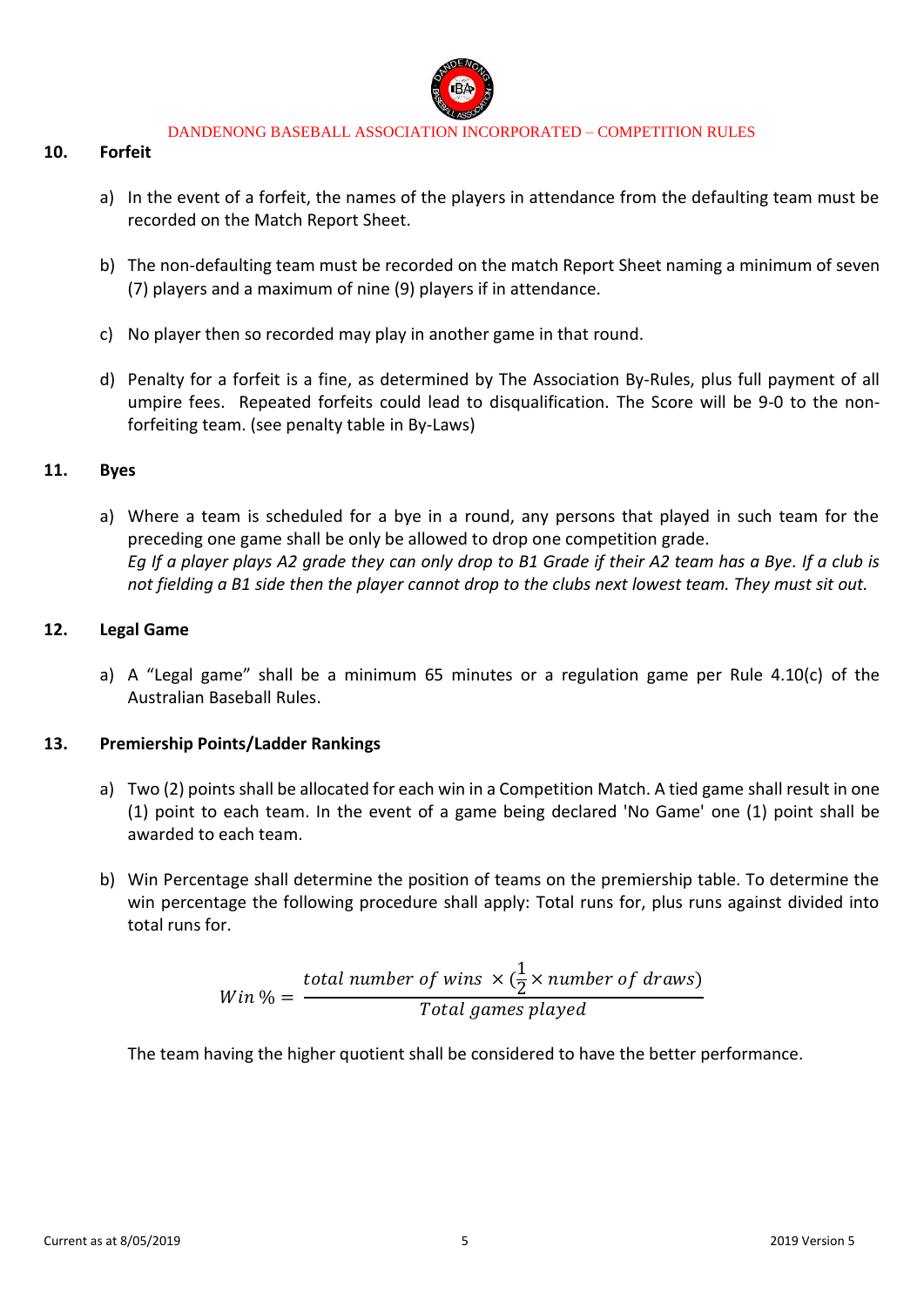## 10. Forfeit

a) In the event of a forfeit, the names of the players in attendance from the defaulting team must be recorded on the Match Report Sheet.

b) The non-defaulting team must be recorded on the match Report Sheet naming a minimum of seven (7) players and a maximum of nine (9) players if in attendance.

c) No player then so recorded may play in another game in that round.

d) Penalty for a forfeit is a fine, as determined by The Association By-Rules, plus full payment of all umpire fees. Repeated forfeits could lead to disqualification. The Score will be 9-0 to the non-forfeiting team. (see penalty table in By-Laws)

## 11. Byes

a) Where a team is scheduled for a bye in a round, any persons that played in such team for the preceding one game shall be only be allowed to drop one competition grade.
*Eg If a player plays A2 grade they can only drop to B1 Grade if their A2 team has a Bye. If a club is not fielding a B1 side then the player cannot drop to the clubs next lowest team. They must sit out.*

## 12. Legal Game

a) A "Legal game" shall be a minimum 65 minutes or a regulation game per Rule 4.10(c) of the Australian Baseball Rules.

## 13. Premiership Points/Ladder Rankings

a) Two (2) points shall be allocated for each win in a Competition Match. A tied game shall result in one (1) point to each team. In the event of a game being declared 'No Game' one (1) point shall be awarded to each team.

b) Win Percentage shall determine the position of teams on the premiership table. To determine the win percentage the following procedure shall apply: Total runs for, plus runs against divided into total runs for.

$$Win\,\% = \frac{total\ number\ of\ wins\ \times (\frac{1}{2} \times number\ of\ draws)}{Total\ games\ played}$$

The team having the higher quotient shall be considered to have the better performance.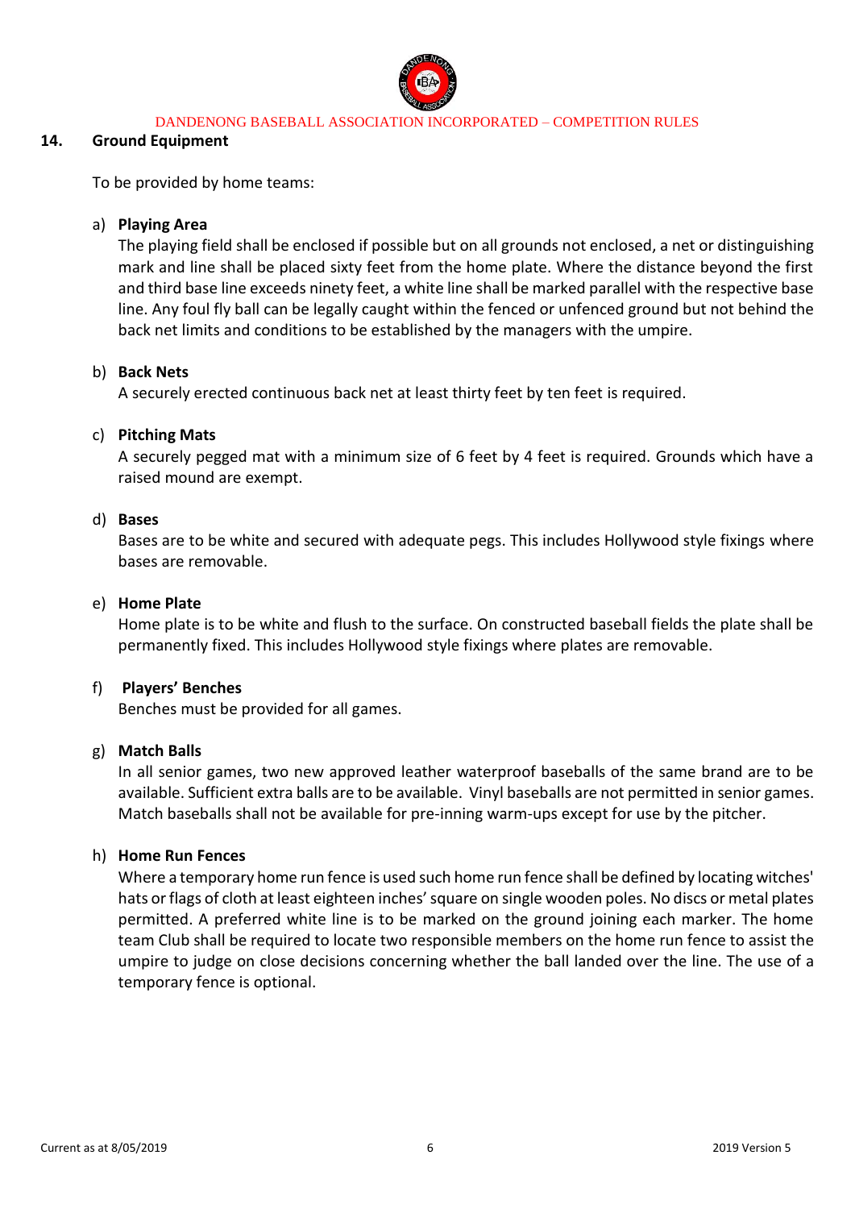## 14. Ground Equipment

To be provided by home teams:

a) **Playing Area**
The playing field shall be enclosed if possible but on all grounds not enclosed, a net or distinguishing mark and line shall be placed sixty feet from the home plate. Where the distance beyond the first and third base line exceeds ninety feet, a white line shall be marked parallel with the respective base line. Any foul fly ball can be legally caught within the fenced or unfenced ground but not behind the back net limits and conditions to be established by the managers with the umpire.

b) **Back Nets**
A securely erected continuous back net at least thirty feet by ten feet is required.

c) **Pitching Mats**
A securely pegged mat with a minimum size of 6 feet by 4 feet is required. Grounds which have a raised mound are exempt.

d) **Bases**
Bases are to be white and secured with adequate pegs. This includes Hollywood style fixings where bases are removable.

e) **Home Plate**
Home plate is to be white and flush to the surface. On constructed baseball fields the plate shall be permanently fixed. This includes Hollywood style fixings where plates are removable.

f) **Players' Benches**
Benches must be provided for all games.

g) **Match Balls**
In all senior games, two new approved leather waterproof baseballs of the same brand are to be available. Sufficient extra balls are to be available. Vinyl baseballs are not permitted in senior games. Match baseballs shall not be available for pre-inning warm-ups except for use by the pitcher.

h) **Home Run Fences**
Where a temporary home run fence is used such home run fence shall be defined by locating witches' hats or flags of cloth at least eighteen inches' square on single wooden poles. No discs or metal plates permitted. A preferred white line is to be marked on the ground joining each marker. The home team Club shall be required to locate two responsible members on the home run fence to assist the umpire to judge on close decisions concerning whether the ball landed over the line. The use of a temporary fence is optional.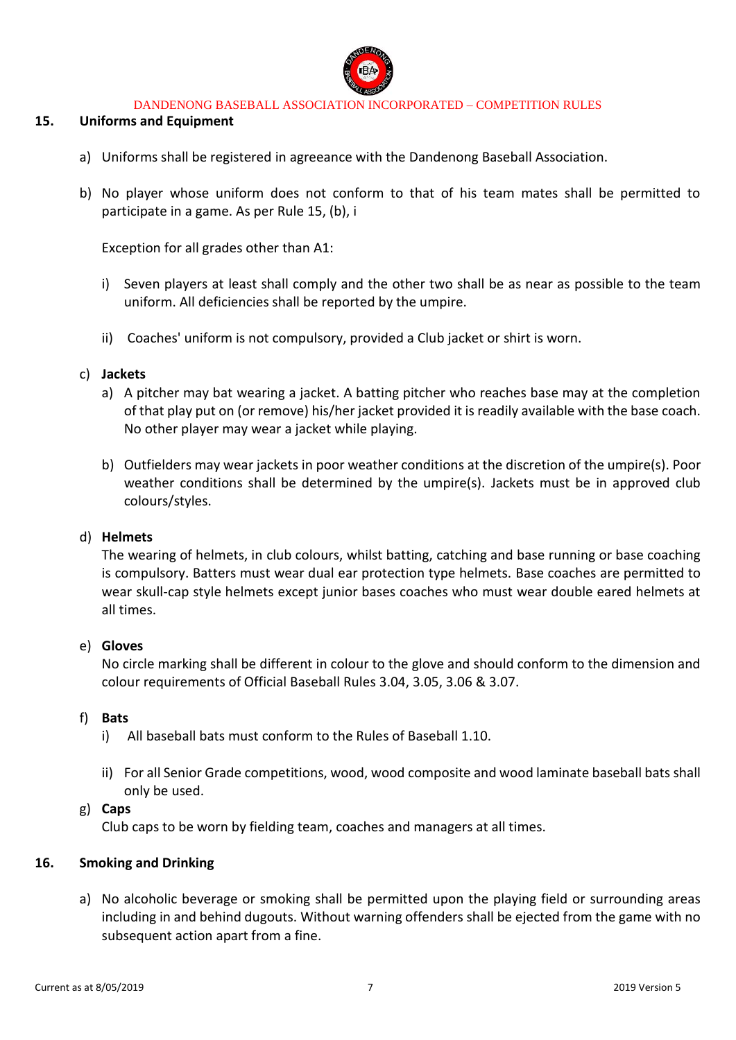## 15. Uniforms and Equipment

a) Uniforms shall be registered in agreeance with the Dandenong Baseball Association.

b) No player whose uniform does not conform to that of his team mates shall be permitted to participate in a game. As per Rule 15, (b), i

   Exception for all grades other than A1:

   i) Seven players at least shall comply and the other two shall be as near as possible to the team uniform. All deficiencies shall be reported by the umpire.

   ii) Coaches' uniform is not compulsory, provided a Club jacket or shirt is worn.

c) **Jackets**

   a) A pitcher may bat wearing a jacket. A batting pitcher who reaches base may at the completion of that play put on (or remove) his/her jacket provided it is readily available with the base coach. No other player may wear a jacket while playing.

   b) Outfielders may wear jackets in poor weather conditions at the discretion of the umpire(s). Poor weather conditions shall be determined by the umpire(s). Jackets must be in approved club colours/styles.

d) **Helmets**

   The wearing of helmets, in club colours, whilst batting, catching and base running or base coaching is compulsory. Batters must wear dual ear protection type helmets. Base coaches are permitted to wear skull-cap style helmets except junior bases coaches who must wear double eared helmets at all times.

e) **Gloves**

   No circle marking shall be different in colour to the glove and should conform to the dimension and colour requirements of Official Baseball Rules 3.04, 3.05, 3.06 & 3.07.

f) **Bats**

   i) All baseball bats must conform to the Rules of Baseball 1.10.

   ii) For all Senior Grade competitions, wood, wood composite and wood laminate baseball bats shall only be used.

g) **Caps**

   Club caps to be worn by fielding team, coaches and managers at all times.

## 16. Smoking and Drinking

a) No alcoholic beverage or smoking shall be permitted upon the playing field or surrounding areas including in and behind dugouts. Without warning offenders shall be ejected from the game with no subsequent action apart from a fine.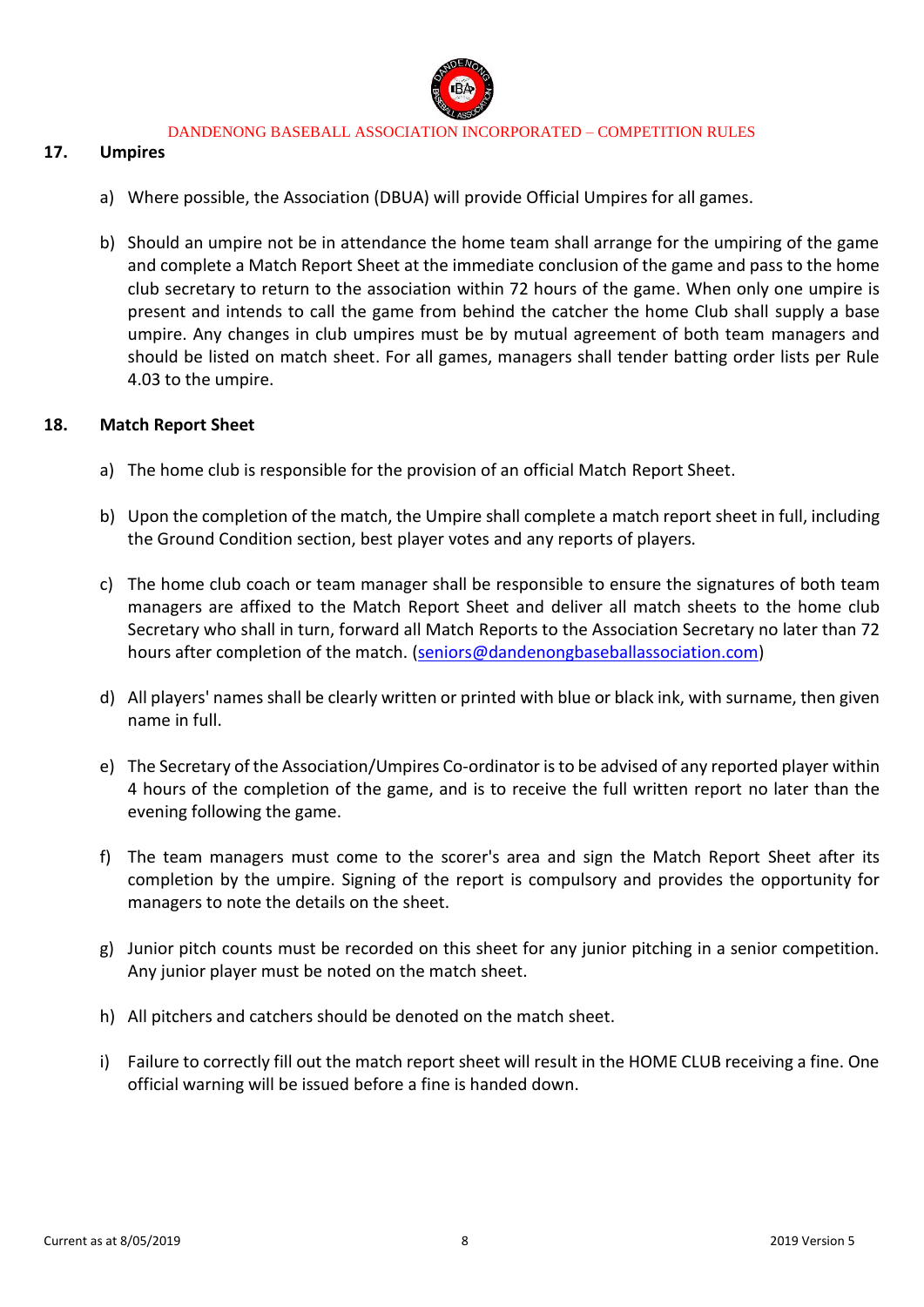## 17. Umpires

a) Where possible, the Association (DBUA) will provide Official Umpires for all games.

b) Should an umpire not be in attendance the home team shall arrange for the umpiring of the game and complete a Match Report Sheet at the immediate conclusion of the game and pass to the home club secretary to return to the association within 72 hours of the game. When only one umpire is present and intends to call the game from behind the catcher the home Club shall supply a base umpire. Any changes in club umpires must be by mutual agreement of both team managers and should be listed on match sheet. For all games, managers shall tender batting order lists per Rule 4.03 to the umpire.

## 18. Match Report Sheet

a) The home club is responsible for the provision of an official Match Report Sheet.

b) Upon the completion of the match, the Umpire shall complete a match report sheet in full, including the Ground Condition section, best player votes and any reports of players.

c) The home club coach or team manager shall be responsible to ensure the signatures of both team managers are affixed to the Match Report Sheet and deliver all match sheets to the home club Secretary who shall in turn, forward all Match Reports to the Association Secretary no later than 72 hours after completion of the match. (seniors@dandenongbaseballassociation.com)

d) All players' names shall be clearly written or printed with blue or black ink, with surname, then given name in full.

e) The Secretary of the Association/Umpires Co-ordinator is to be advised of any reported player within 4 hours of the completion of the game, and is to receive the full written report no later than the evening following the game.

f) The team managers must come to the scorer's area and sign the Match Report Sheet after its completion by the umpire. Signing of the report is compulsory and provides the opportunity for managers to note the details on the sheet.

g) Junior pitch counts must be recorded on this sheet for any junior pitching in a senior competition. Any junior player must be noted on the match sheet.

h) All pitchers and catchers should be denoted on the match sheet.

i) Failure to correctly fill out the match report sheet will result in the HOME CLUB receiving a fine. One official warning will be issued before a fine is handed down.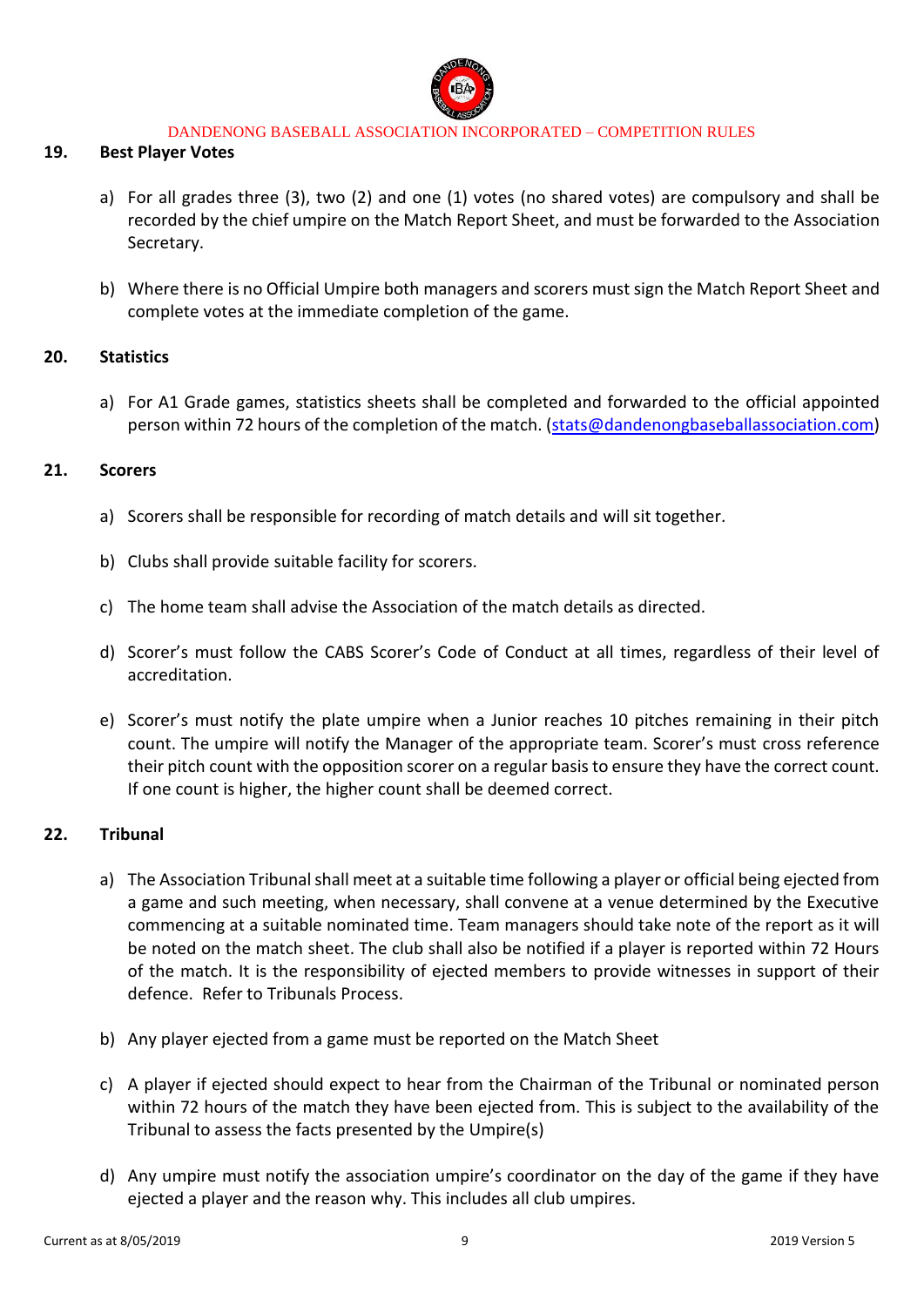## 19. Best Player Votes

a) For all grades three (3), two (2) and one (1) votes (no shared votes) are compulsory and shall be recorded by the chief umpire on the Match Report Sheet, and must be forwarded to the Association Secretary.

b) Where there is no Official Umpire both managers and scorers must sign the Match Report Sheet and complete votes at the immediate completion of the game.

## 20. Statistics

a) For A1 Grade games, statistics sheets shall be completed and forwarded to the official appointed person within 72 hours of the completion of the match. (stats@dandenongbaseballassociation.com)

## 21. Scorers

a) Scorers shall be responsible for recording of match details and will sit together.

b) Clubs shall provide suitable facility for scorers.

c) The home team shall advise the Association of the match details as directed.

d) Scorer's must follow the CABS Scorer's Code of Conduct at all times, regardless of their level of accreditation.

e) Scorer's must notify the plate umpire when a Junior reaches 10 pitches remaining in their pitch count. The umpire will notify the Manager of the appropriate team. Scorer's must cross reference their pitch count with the opposition scorer on a regular basis to ensure they have the correct count. If one count is higher, the higher count shall be deemed correct.

## 22. Tribunal

a) The Association Tribunal shall meet at a suitable time following a player or official being ejected from a game and such meeting, when necessary, shall convene at a venue determined by the Executive commencing at a suitable nominated time. Team managers should take note of the report as it will be noted on the match sheet. The club shall also be notified if a player is reported within 72 Hours of the match. It is the responsibility of ejected members to provide witnesses in support of their defence. Refer to Tribunals Process.

b) Any player ejected from a game must be reported on the Match Sheet

c) A player if ejected should expect to hear from the Chairman of the Tribunal or nominated person within 72 hours of the match they have been ejected from. This is subject to the availability of the Tribunal to assess the facts presented by the Umpire(s)

d) Any umpire must notify the association umpire's coordinator on the day of the game if they have ejected a player and the reason why. This includes all club umpires.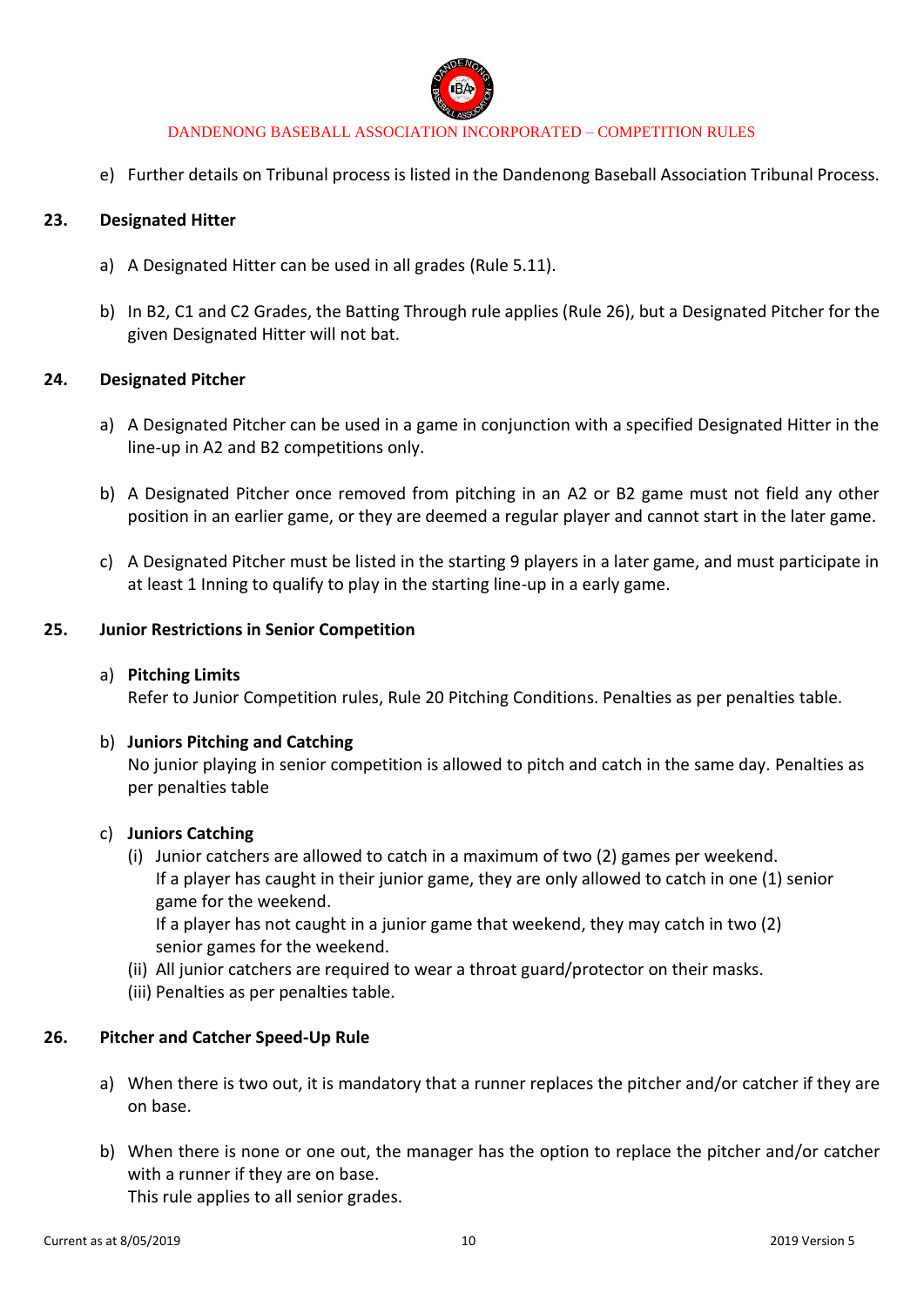e) Further details on Tribunal process is listed in the Dandenong Baseball Association Tribunal Process.

## 23. Designated Hitter

a) A Designated Hitter can be used in all grades (Rule 5.11).

b) In B2, C1 and C2 Grades, the Batting Through rule applies (Rule 26), but a Designated Pitcher for the given Designated Hitter will not bat.

## 24. Designated Pitcher

a) A Designated Pitcher can be used in a game in conjunction with a specified Designated Hitter in the line-up in A2 and B2 competitions only.

b) A Designated Pitcher once removed from pitching in an A2 or B2 game must not field any other position in an earlier game, or they are deemed a regular player and cannot start in the later game.

c) A Designated Pitcher must be listed in the starting 9 players in a later game, and must participate in at least 1 Inning to qualify to play in the starting line-up in a early game.

## 25. Junior Restrictions in Senior Competition

a) **Pitching Limits**
Refer to Junior Competition rules, Rule 20 Pitching Conditions. Penalties as per penalties table.

b) **Juniors Pitching and Catching**
No junior playing in senior competition is allowed to pitch and catch in the same day. Penalties as per penalties table

c) **Juniors Catching**
(i) Junior catchers are allowed to catch in a maximum of two (2) games per weekend.
If a player has caught in their junior game, they are only allowed to catch in one (1) senior game for the weekend.
If a player has not caught in a junior game that weekend, they may catch in two (2) senior games for the weekend.
(ii) All junior catchers are required to wear a throat guard/protector on their masks.
(iii) Penalties as per penalties table.

## 26. Pitcher and Catcher Speed-Up Rule

a) When there is two out, it is mandatory that a runner replaces the pitcher and/or catcher if they are on base.

b) When there is none or one out, the manager has the option to replace the pitcher and/or catcher with a runner if they are on base.
This rule applies to all senior grades.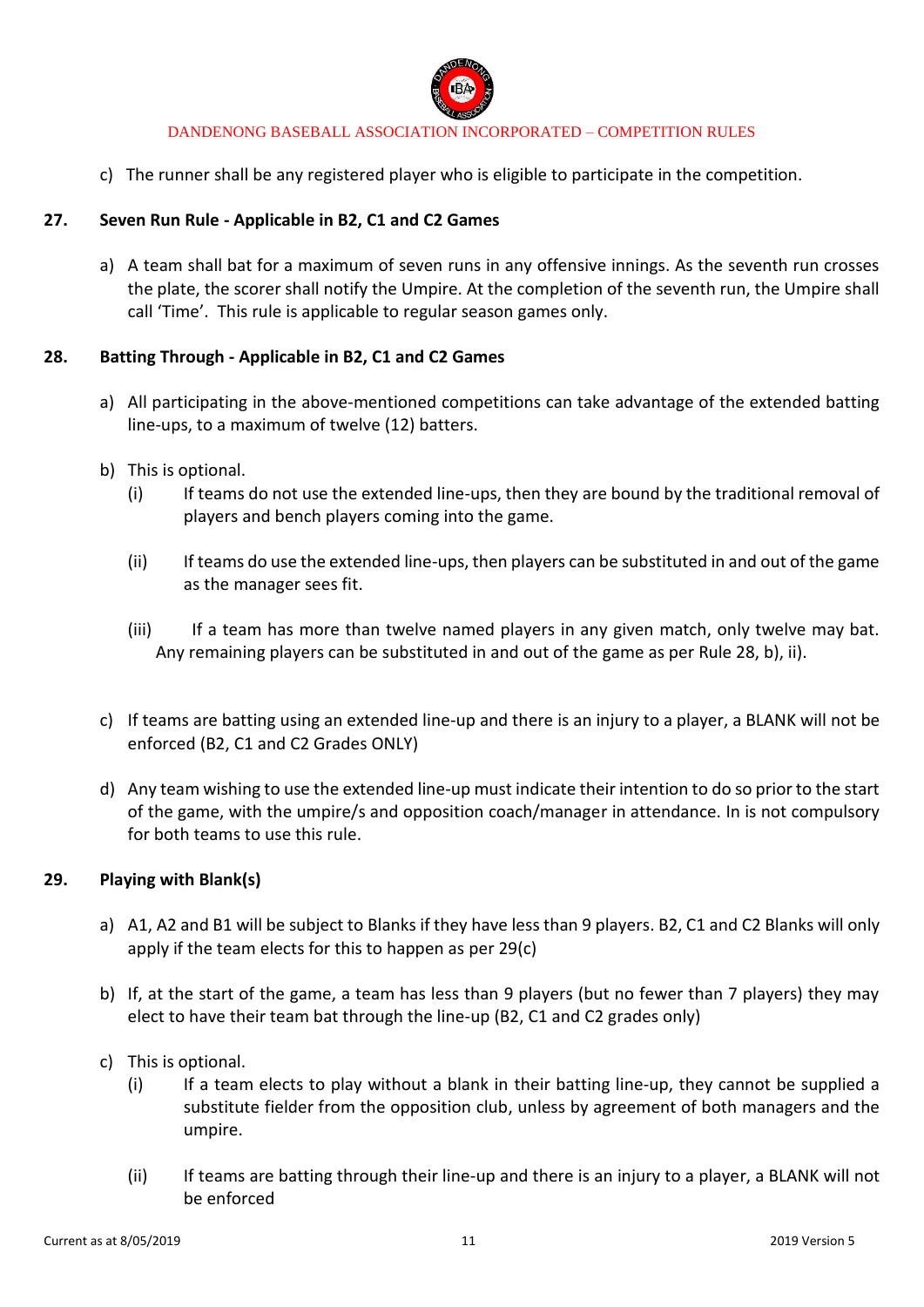c) The runner shall be any registered player who is eligible to participate in the competition.

## 27. Seven Run Rule - Applicable in B2, C1 and C2 Games

a) A team shall bat for a maximum of seven runs in any offensive innings. As the seventh run crosses the plate, the scorer shall notify the Umpire. At the completion of the seventh run, the Umpire shall call 'Time'. This rule is applicable to regular season games only.

## 28. Batting Through - Applicable in B2, C1 and C2 Games

a) All participating in the above-mentioned competitions can take advantage of the extended batting line-ups, to a maximum of twelve (12) batters.

b) This is optional.
   - (i) If teams do not use the extended line-ups, then they are bound by the traditional removal of players and bench players coming into the game.
   - (ii) If teams do use the extended line-ups, then players can be substituted in and out of the game as the manager sees fit.
   - (iii) If a team has more than twelve named players in any given match, only twelve may bat. Any remaining players can be substituted in and out of the game as per Rule 28, b), ii).

c) If teams are batting using an extended line-up and there is an injury to a player, a BLANK will not be enforced (B2, C1 and C2 Grades ONLY)

d) Any team wishing to use the extended line-up must indicate their intention to do so prior to the start of the game, with the umpire/s and opposition coach/manager in attendance. In is not compulsory for both teams to use this rule.

## 29. Playing with Blank(s)

a) A1, A2 and B1 will be subject to Blanks if they have less than 9 players. B2, C1 and C2 Blanks will only apply if the team elects for this to happen as per 29(c)

b) If, at the start of the game, a team has less than 9 players (but no fewer than 7 players) they may elect to have their team bat through the line-up (B2, C1 and C2 grades only)

c) This is optional.
   - (i) If a team elects to play without a blank in their batting line-up, they cannot be supplied a substitute fielder from the opposition club, unless by agreement of both managers and the umpire.
   - (ii) If teams are batting through their line-up and there is an injury to a player, a BLANK will not be enforced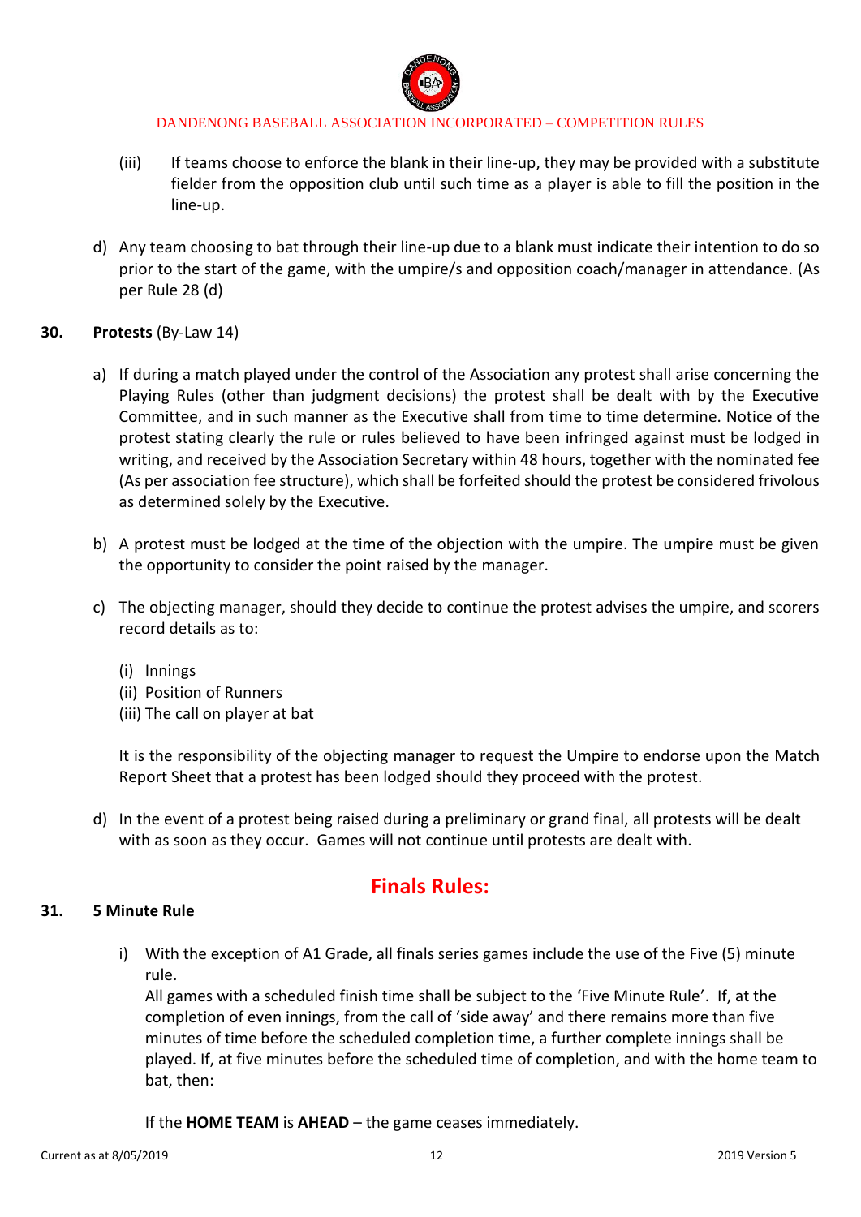(iii) If teams choose to enforce the blank in their line-up, they may be provided with a substitute fielder from the opposition club until such time as a player is able to fill the position in the line-up.

d) Any team choosing to bat through their line-up due to a blank must indicate their intention to do so prior to the start of the game, with the umpire/s and opposition coach/manager in attendance. (As per Rule 28 (d)

**30. Protests** (By-Law 14)

a) If during a match played under the control of the Association any protest shall arise concerning the Playing Rules (other than judgment decisions) the protest shall be dealt with by the Executive Committee, and in such manner as the Executive shall from time to time determine. Notice of the protest stating clearly the rule or rules believed to have been infringed against must be lodged in writing, and received by the Association Secretary within 48 hours, together with the nominated fee (As per association fee structure), which shall be forfeited should the protest be considered frivolous as determined solely by the Executive.

b) A protest must be lodged at the time of the objection with the umpire. The umpire must be given the opportunity to consider the point raised by the manager.

c) The objecting manager, should they decide to continue the protest advises the umpire, and scorers record details as to:

(i) Innings
(ii) Position of Runners
(iii) The call on player at bat

It is the responsibility of the objecting manager to request the Umpire to endorse upon the Match Report Sheet that a protest has been lodged should they proceed with the protest.

d) In the event of a protest being raised during a preliminary or grand final, all protests will be dealt with as soon as they occur. Games will not continue until protests are dealt with.

## Finals Rules:

**31. 5 Minute Rule**

i) With the exception of A1 Grade, all finals series games include the use of the Five (5) minute rule.
All games with a scheduled finish time shall be subject to the 'Five Minute Rule'. If, at the completion of even innings, from the call of 'side away' and there remains more than five minutes of time before the scheduled completion time, a further complete innings shall be played. If, at five minutes before the scheduled time of completion, and with the home team to bat, then:

If the **HOME TEAM** is **AHEAD** – the game ceases immediately.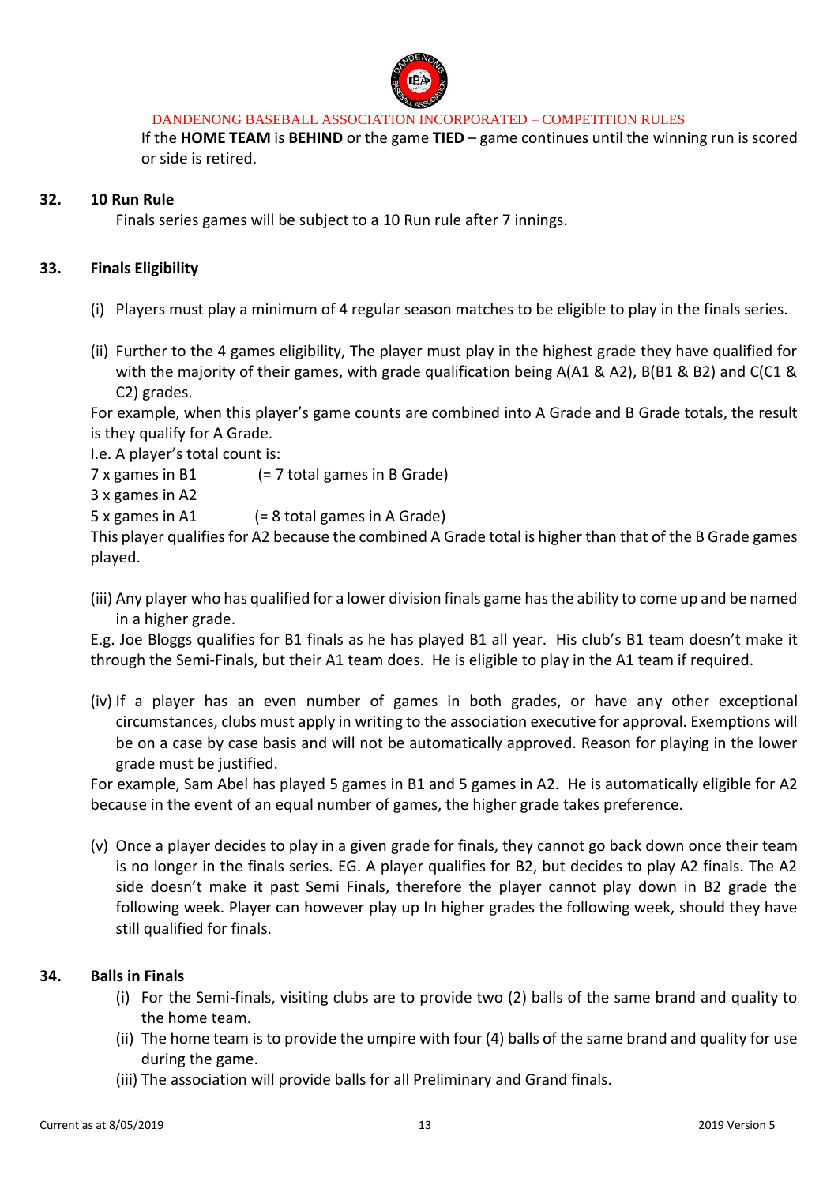If the **HOME TEAM** is **BEHIND** or the game **TIED** – game continues until the winning run is scored or side is retired.

## 32. 10 Run Rule

Finals series games will be subject to a 10 Run rule after 7 innings.

## 33. Finals Eligibility

(i) Players must play a minimum of 4 regular season matches to be eligible to play in the finals series.

(ii) Further to the 4 games eligibility, The player must play in the highest grade they have qualified for with the majority of their games, with grade qualification being A(A1 & A2), B(B1 & B2) and C(C1 & C2) grades.

For example, when this player's game counts are combined into A Grade and B Grade totals, the result is they qualify for A Grade.

I.e. A player's total count is:

7 x games in B1 (= 7 total games in B Grade)
3 x games in A2
5 x games in A1 (= 8 total games in A Grade)

This player qualifies for A2 because the combined A Grade total is higher than that of the B Grade games played.

(iii) Any player who has qualified for a lower division finals game has the ability to come up and be named in a higher grade.

E.g. Joe Bloggs qualifies for B1 finals as he has played B1 all year. His club's B1 team doesn't make it through the Semi-Finals, but their A1 team does. He is eligible to play in the A1 team if required.

(iv) If a player has an even number of games in both grades, or have any other exceptional circumstances, clubs must apply in writing to the association executive for approval. Exemptions will be on a case by case basis and will not be automatically approved. Reason for playing in the lower grade must be justified.

For example, Sam Abel has played 5 games in B1 and 5 games in A2. He is automatically eligible for A2 because in the event of an equal number of games, the higher grade takes preference.

(v) Once a player decides to play in a given grade for finals, they cannot go back down once their team is no longer in the finals series. EG. A player qualifies for B2, but decides to play A2 finals. The A2 side doesn't make it past Semi Finals, therefore the player cannot play down in B2 grade the following week. Player can however play up In higher grades the following week, should they have still qualified for finals.

## 34. Balls in Finals

(i) For the Semi-finals, visiting clubs are to provide two (2) balls of the same brand and quality to the home team.

(ii) The home team is to provide the umpire with four (4) balls of the same brand and quality for use during the game.

(iii) The association will provide balls for all Preliminary and Grand finals.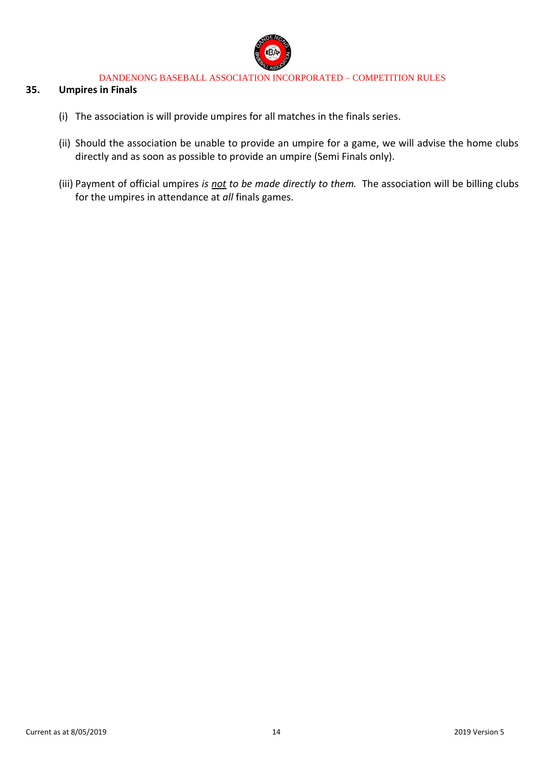## 35. Umpires in Finals

(i) The association is will provide umpires for all matches in the finals series.

(ii) Should the association be unable to provide an umpire for a game, we will advise the home clubs directly and as soon as possible to provide an umpire (Semi Finals only).

(iii) Payment of official umpires *is <u>not</u> to be made directly to them.* The association will be billing clubs for the umpires in attendance at *all* finals games.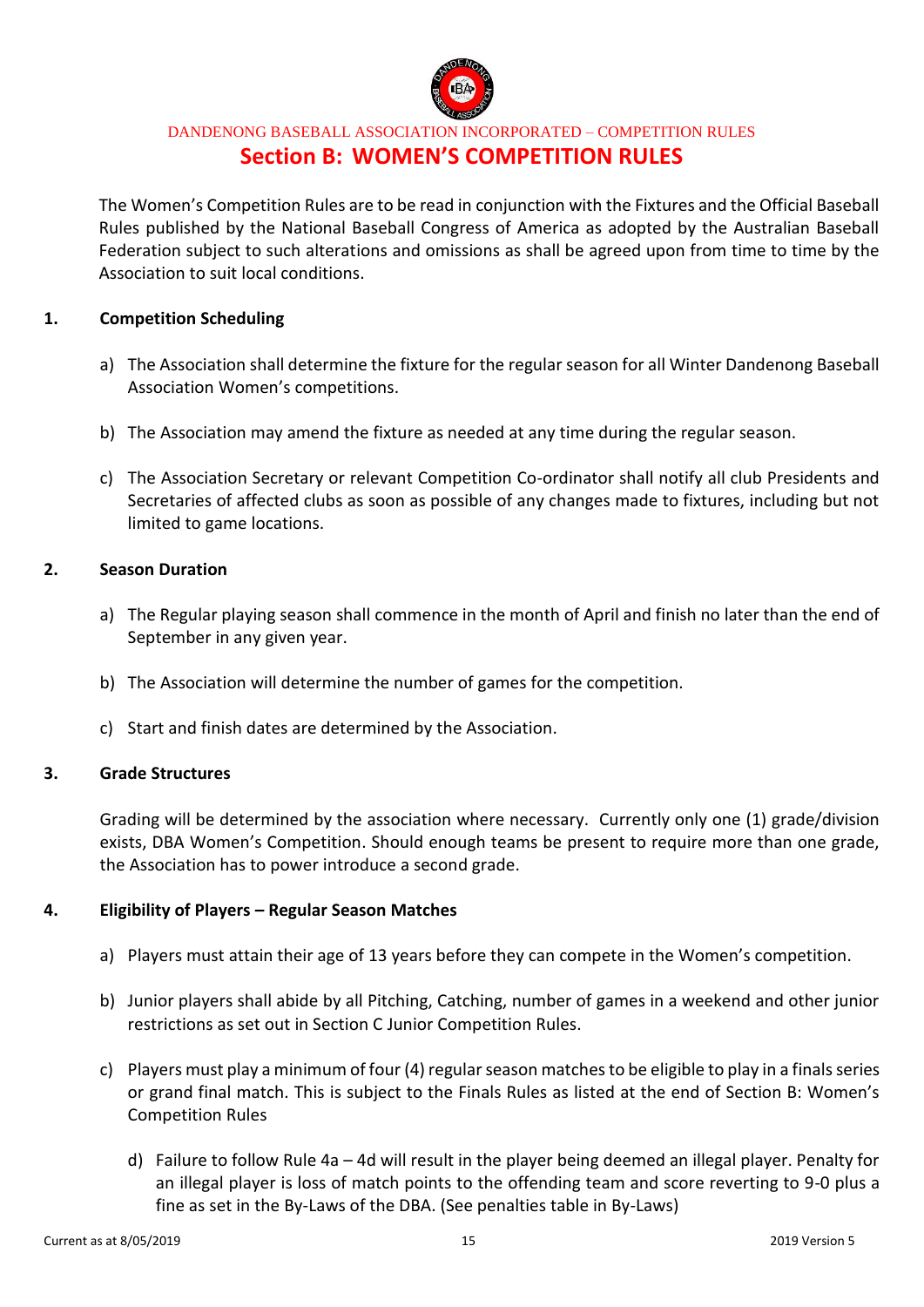DANDENONG BASEBALL ASSOCIATION INCORPORATED – COMPETITION RULES

# Section B: WOMEN'S COMPETITION RULES

The Women's Competition Rules are to be read in conjunction with the Fixtures and the Official Baseball Rules published by the National Baseball Congress of America as adopted by the Australian Baseball Federation subject to such alterations and omissions as shall be agreed upon from time to time by the Association to suit local conditions.

## 1. Competition Scheduling

a) The Association shall determine the fixture for the regular season for all Winter Dandenong Baseball Association Women's competitions.

b) The Association may amend the fixture as needed at any time during the regular season.

c) The Association Secretary or relevant Competition Co-ordinator shall notify all club Presidents and Secretaries of affected clubs as soon as possible of any changes made to fixtures, including but not limited to game locations.

## 2. Season Duration

a) The Regular playing season shall commence in the month of April and finish no later than the end of September in any given year.

b) The Association will determine the number of games for the competition.

c) Start and finish dates are determined by the Association.

## 3. Grade Structures

Grading will be determined by the association where necessary. Currently only one (1) grade/division exists, DBA Women's Competition. Should enough teams be present to require more than one grade, the Association has to power introduce a second grade.

## 4. Eligibility of Players – Regular Season Matches

a) Players must attain their age of 13 years before they can compete in the Women's competition.

b) Junior players shall abide by all Pitching, Catching, number of games in a weekend and other junior restrictions as set out in Section C Junior Competition Rules.

c) Players must play a minimum of four (4) regular season matches to be eligible to play in a finals series or grand final match. This is subject to the Finals Rules as listed at the end of Section B: Women's Competition Rules

d) Failure to follow Rule 4a – 4d will result in the player being deemed an illegal player. Penalty for an illegal player is loss of match points to the offending team and score reverting to 9-0 plus a fine as set in the By-Laws of the DBA. (See penalties table in By-Laws)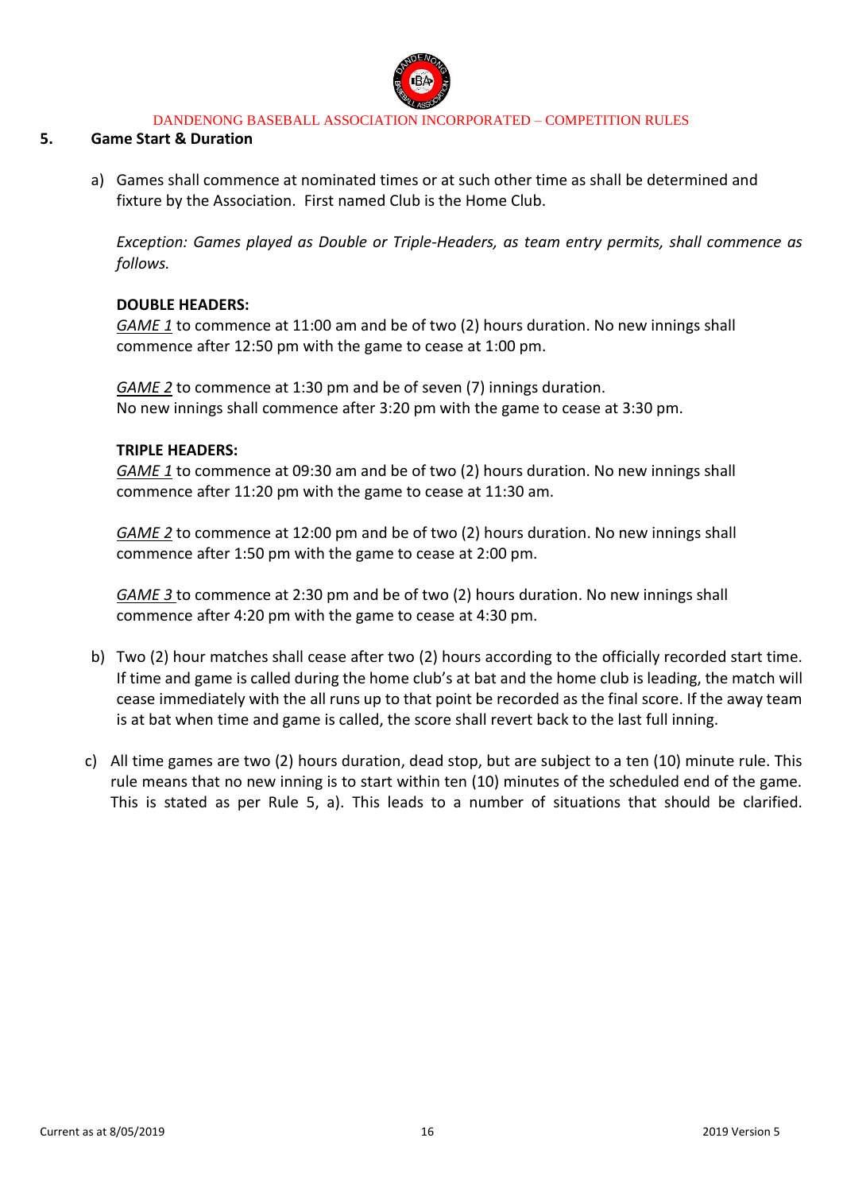## 5. Game Start & Duration

a) Games shall commence at nominated times or at such other time as shall be determined and fixture by the Association. First named Club is the Home Club.

*Exception: Games played as Double or Triple-Headers, as team entry permits, shall commence as follows.*

**DOUBLE HEADERS:**

*GAME 1* to commence at 11:00 am and be of two (2) hours duration. No new innings shall commence after 12:50 pm with the game to cease at 1:00 pm.

*GAME 2* to commence at 1:30 pm and be of seven (7) innings duration. No new innings shall commence after 3:20 pm with the game to cease at 3:30 pm.

**TRIPLE HEADERS:**

*GAME 1* to commence at 09:30 am and be of two (2) hours duration. No new innings shall commence after 11:20 pm with the game to cease at 11:30 am.

*GAME 2* to commence at 12:00 pm and be of two (2) hours duration. No new innings shall commence after 1:50 pm with the game to cease at 2:00 pm.

*GAME 3* to commence at 2:30 pm and be of two (2) hours duration. No new innings shall commence after 4:20 pm with the game to cease at 4:30 pm.

b) Two (2) hour matches shall cease after two (2) hours according to the officially recorded start time. If time and game is called during the home club's at bat and the home club is leading, the match will cease immediately with the all runs up to that point be recorded as the final score. If the away team is at bat when time and game is called, the score shall revert back to the last full inning.

c) All time games are two (2) hours duration, dead stop, but are subject to a ten (10) minute rule. This rule means that no new inning is to start within ten (10) minutes of the scheduled end of the game. This is stated as per Rule 5, a). This leads to a number of situations that should be clarified.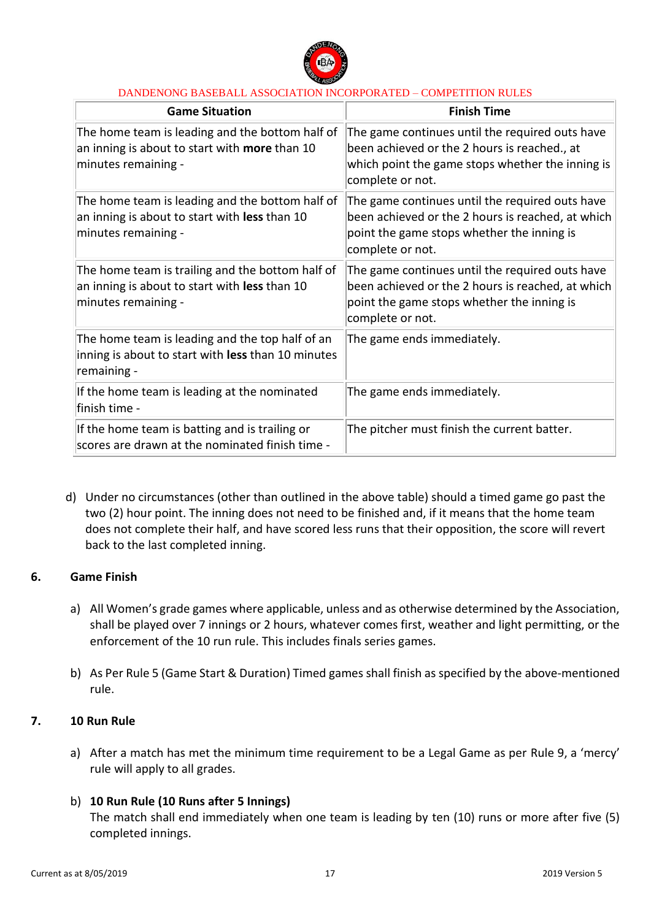| Game Situation | Finish Time |
|---|---|
| The home team is leading and the bottom half of an inning is about to start with **more** than 10 minutes remaining - | The game continues until the required outs have been achieved or the 2 hours is reached., at which point the game stops whether the inning is complete or not. |
| The home team is leading and the bottom half of an inning is about to start with **less** than 10 minutes remaining - | The game continues until the required outs have been achieved or the 2 hours is reached, at which point the game stops whether the inning is complete or not. |
| The home team is trailing and the bottom half of an inning is about to start with **less** than 10 minutes remaining - | The game continues until the required outs have been achieved or the 2 hours is reached, at which point the game stops whether the inning is complete or not. |
| The home team is leading and the top half of an inning is about to start with **less** than 10 minutes remaining - | The game ends immediately. |
| If the home team is leading at the nominated finish time - | The game ends immediately. |
| If the home team is batting and is trailing or scores are drawn at the nominated finish time - | The pitcher must finish the current batter. |

d) Under no circumstances (other than outlined in the above table) should a timed game go past the two (2) hour point. The inning does not need to be finished and, if it means that the home team does not complete their half, and have scored less runs that their opposition, the score will revert back to the last completed inning.

## 6. Game Finish

a) All Women's grade games where applicable, unless and as otherwise determined by the Association, shall be played over 7 innings or 2 hours, whatever comes first, weather and light permitting, or the enforcement of the 10 run rule. This includes finals series games.

b) As Per Rule 5 (Game Start & Duration) Timed games shall finish as specified by the above-mentioned rule.

## 7. 10 Run Rule

a) After a match has met the minimum time requirement to be a Legal Game as per Rule 9, a 'mercy' rule will apply to all grades.

b) **10 Run Rule (10 Runs after 5 Innings)**
The match shall end immediately when one team is leading by ten (10) runs or more after five (5) completed innings.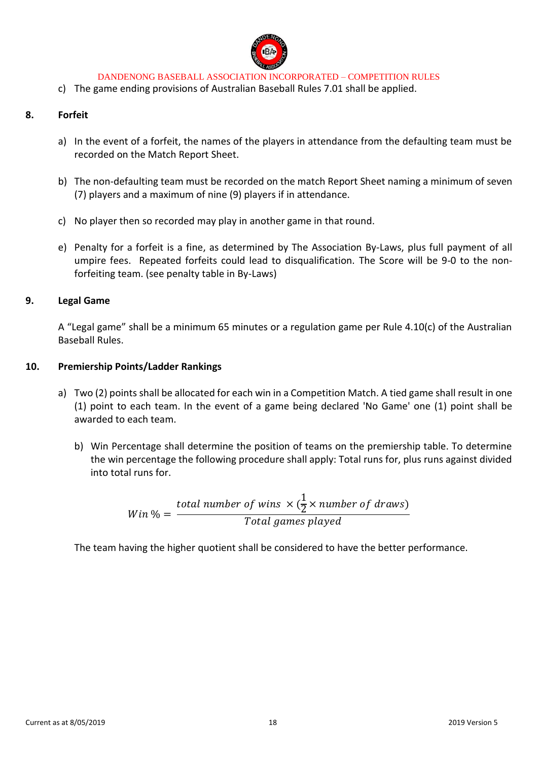c) The game ending provisions of Australian Baseball Rules 7.01 shall be applied.

## 8. Forfeit

a) In the event of a forfeit, the names of the players in attendance from the defaulting team must be recorded on the Match Report Sheet.

b) The non-defaulting team must be recorded on the match Report Sheet naming a minimum of seven (7) players and a maximum of nine (9) players if in attendance.

c) No player then so recorded may play in another game in that round.

e) Penalty for a forfeit is a fine, as determined by The Association By-Laws, plus full payment of all umpire fees. Repeated forfeits could lead to disqualification. The Score will be 9-0 to the non-forfeiting team. (see penalty table in By-Laws)

## 9. Legal Game

A "Legal game" shall be a minimum 65 minutes or a regulation game per Rule 4.10(c) of the Australian Baseball Rules.

## 10. Premiership Points/Ladder Rankings

a) Two (2) points shall be allocated for each win in a Competition Match. A tied game shall result in one (1) point to each team. In the event of a game being declared 'No Game' one (1) point shall be awarded to each team.

b) Win Percentage shall determine the position of teams on the premiership table. To determine the win percentage the following procedure shall apply: Total runs for, plus runs against divided into total runs for.

$$Win\,\% = \frac{total\ number\ of\ wins\ \times (\frac{1}{2} \times number\ of\ draws)}{Total\ games\ played}$$

The team having the higher quotient shall be considered to have the better performance.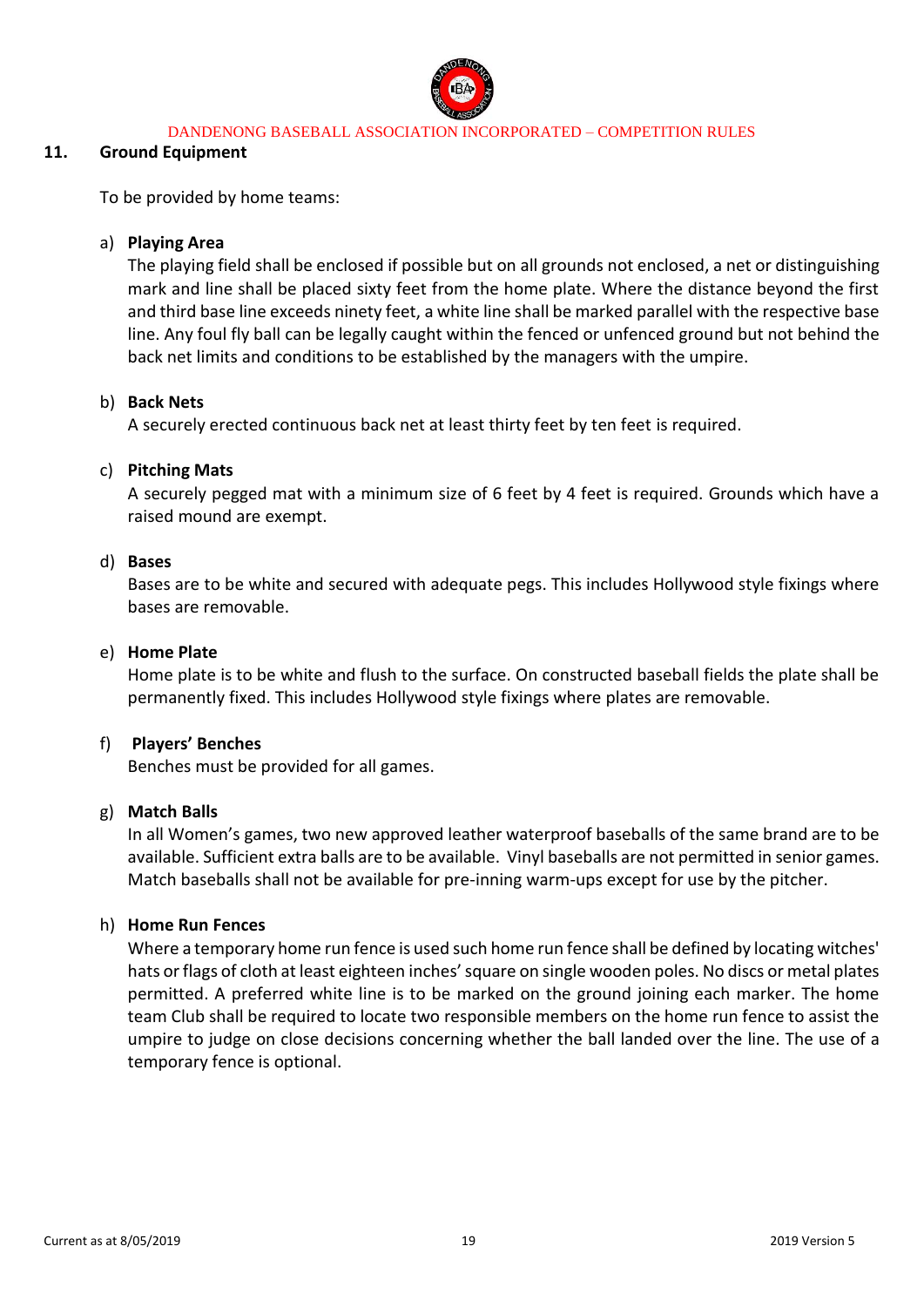## 11. Ground Equipment

To be provided by home teams:

a) **Playing Area**
The playing field shall be enclosed if possible but on all grounds not enclosed, a net or distinguishing mark and line shall be placed sixty feet from the home plate. Where the distance beyond the first and third base line exceeds ninety feet, a white line shall be marked parallel with the respective base line. Any foul fly ball can be legally caught within the fenced or unfenced ground but not behind the back net limits and conditions to be established by the managers with the umpire.

b) **Back Nets**
A securely erected continuous back net at least thirty feet by ten feet is required.

c) **Pitching Mats**
A securely pegged mat with a minimum size of 6 feet by 4 feet is required. Grounds which have a raised mound are exempt.

d) **Bases**
Bases are to be white and secured with adequate pegs. This includes Hollywood style fixings where bases are removable.

e) **Home Plate**
Home plate is to be white and flush to the surface. On constructed baseball fields the plate shall be permanently fixed. This includes Hollywood style fixings where plates are removable.

f) **Players' Benches**
Benches must be provided for all games.

g) **Match Balls**
In all Women's games, two new approved leather waterproof baseballs of the same brand are to be available. Sufficient extra balls are to be available. Vinyl baseballs are not permitted in senior games. Match baseballs shall not be available for pre-inning warm-ups except for use by the pitcher.

h) **Home Run Fences**
Where a temporary home run fence is used such home run fence shall be defined by locating witches' hats or flags of cloth at least eighteen inches' square on single wooden poles. No discs or metal plates permitted. A preferred white line is to be marked on the ground joining each marker. The home team Club shall be required to locate two responsible members on the home run fence to assist the umpire to judge on close decisions concerning whether the ball landed over the line. The use of a temporary fence is optional.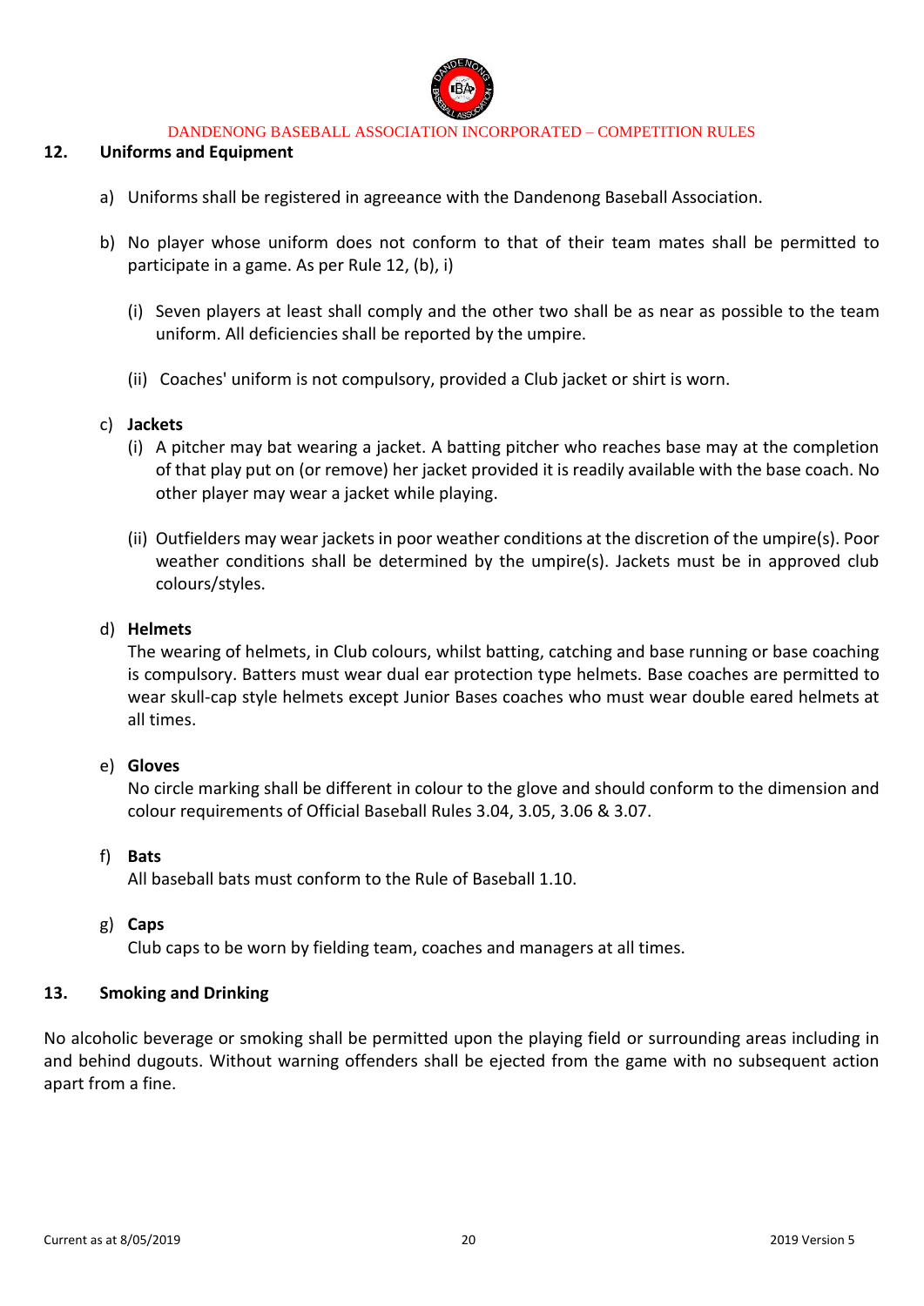## 12. Uniforms and Equipment

a) Uniforms shall be registered in agreeance with the Dandenong Baseball Association.

b) No player whose uniform does not conform to that of their team mates shall be permitted to participate in a game. As per Rule 12, (b), i)

   (i) Seven players at least shall comply and the other two shall be as near as possible to the team uniform. All deficiencies shall be reported by the umpire.

   (ii) Coaches' uniform is not compulsory, provided a Club jacket or shirt is worn.

c) **Jackets**

   (i) A pitcher may bat wearing a jacket. A batting pitcher who reaches base may at the completion of that play put on (or remove) her jacket provided it is readily available with the base coach. No other player may wear a jacket while playing.

   (ii) Outfielders may wear jackets in poor weather conditions at the discretion of the umpire(s). Poor weather conditions shall be determined by the umpire(s). Jackets must be in approved club colours/styles.

d) **Helmets**

   The wearing of helmets, in Club colours, whilst batting, catching and base running or base coaching is compulsory. Batters must wear dual ear protection type helmets. Base coaches are permitted to wear skull-cap style helmets except Junior Bases coaches who must wear double eared helmets at all times.

e) **Gloves**

   No circle marking shall be different in colour to the glove and should conform to the dimension and colour requirements of Official Baseball Rules 3.04, 3.05, 3.06 & 3.07.

f) **Bats**

   All baseball bats must conform to the Rule of Baseball 1.10.

g) **Caps**

   Club caps to be worn by fielding team, coaches and managers at all times.

## 13. Smoking and Drinking

No alcoholic beverage or smoking shall be permitted upon the playing field or surrounding areas including in and behind dugouts. Without warning offenders shall be ejected from the game with no subsequent action apart from a fine.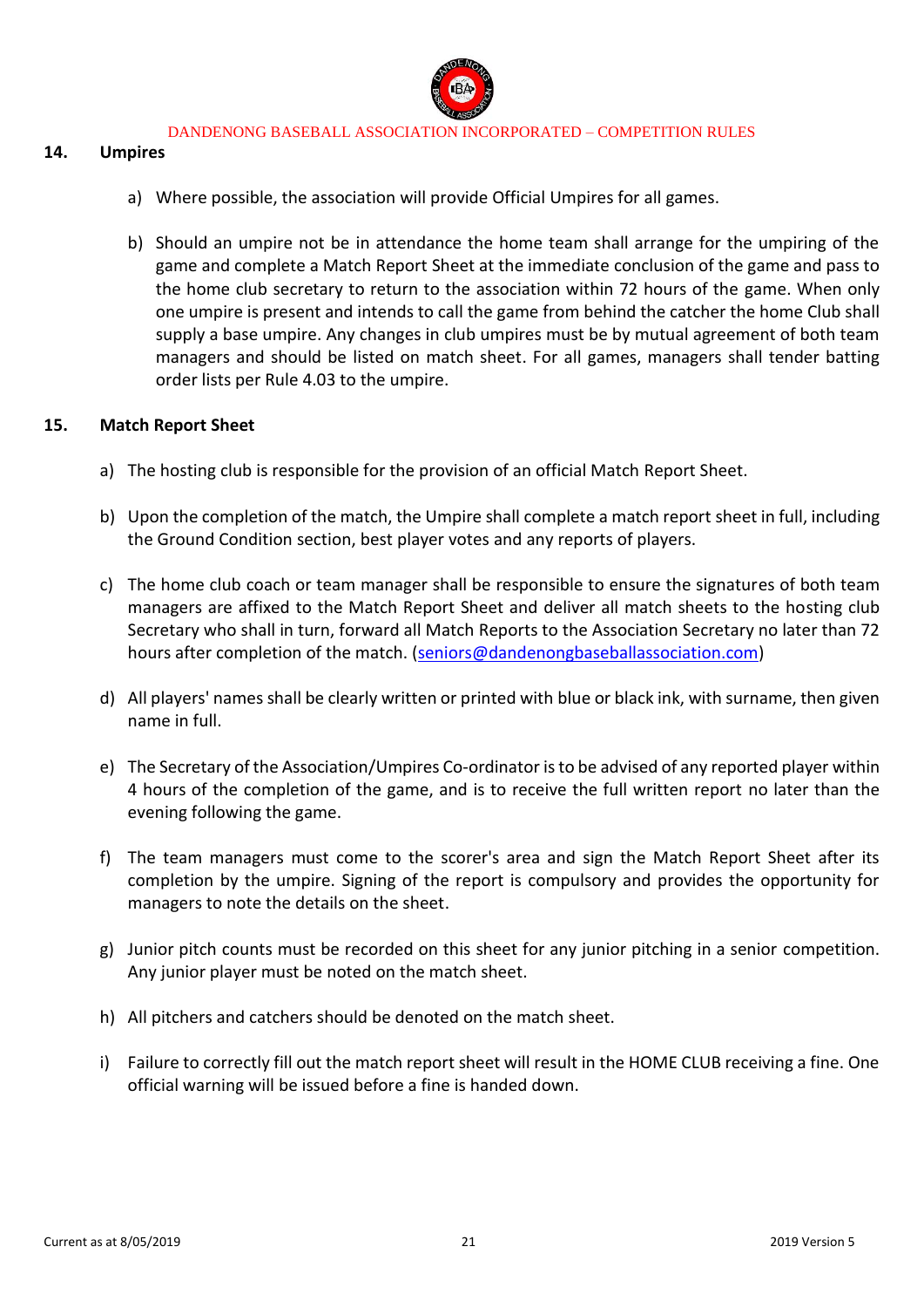## 14. Umpires

a) Where possible, the association will provide Official Umpires for all games.

b) Should an umpire not be in attendance the home team shall arrange for the umpiring of the game and complete a Match Report Sheet at the immediate conclusion of the game and pass to the home club secretary to return to the association within 72 hours of the game. When only one umpire is present and intends to call the game from behind the catcher the home Club shall supply a base umpire. Any changes in club umpires must be by mutual agreement of both team managers and should be listed on match sheet. For all games, managers shall tender batting order lists per Rule 4.03 to the umpire.

## 15. Match Report Sheet

a) The hosting club is responsible for the provision of an official Match Report Sheet.

b) Upon the completion of the match, the Umpire shall complete a match report sheet in full, including the Ground Condition section, best player votes and any reports of players.

c) The home club coach or team manager shall be responsible to ensure the signatures of both team managers are affixed to the Match Report Sheet and deliver all match sheets to the hosting club Secretary who shall in turn, forward all Match Reports to the Association Secretary no later than 72 hours after completion of the match. (seniors@dandenongbaseballassociation.com)

d) All players' names shall be clearly written or printed with blue or black ink, with surname, then given name in full.

e) The Secretary of the Association/Umpires Co-ordinator is to be advised of any reported player within 4 hours of the completion of the game, and is to receive the full written report no later than the evening following the game.

f) The team managers must come to the scorer's area and sign the Match Report Sheet after its completion by the umpire. Signing of the report is compulsory and provides the opportunity for managers to note the details on the sheet.

g) Junior pitch counts must be recorded on this sheet for any junior pitching in a senior competition. Any junior player must be noted on the match sheet.

h) All pitchers and catchers should be denoted on the match sheet.

i) Failure to correctly fill out the match report sheet will result in the HOME CLUB receiving a fine. One official warning will be issued before a fine is handed down.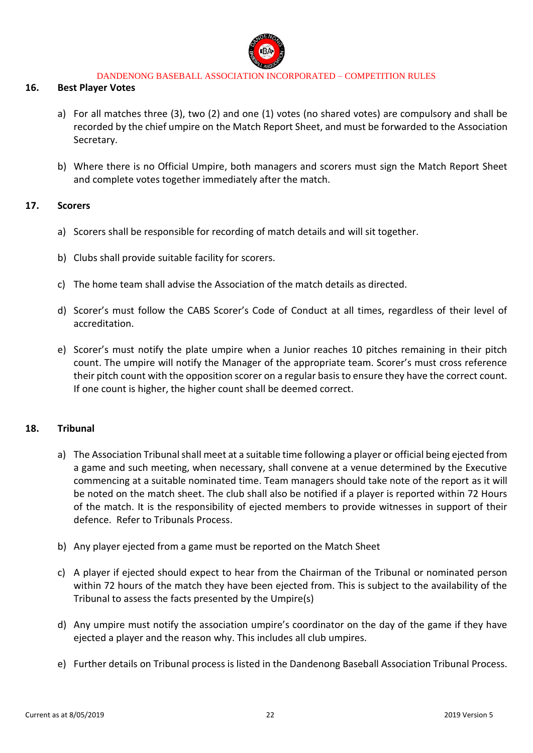## 16. Best Player Votes

a) For all matches three (3), two (2) and one (1) votes (no shared votes) are compulsory and shall be recorded by the chief umpire on the Match Report Sheet, and must be forwarded to the Association Secretary.

b) Where there is no Official Umpire, both managers and scorers must sign the Match Report Sheet and complete votes together immediately after the match.

## 17. Scorers

a) Scorers shall be responsible for recording of match details and will sit together.

b) Clubs shall provide suitable facility for scorers.

c) The home team shall advise the Association of the match details as directed.

d) Scorer's must follow the CABS Scorer's Code of Conduct at all times, regardless of their level of accreditation.

e) Scorer's must notify the plate umpire when a Junior reaches 10 pitches remaining in their pitch count. The umpire will notify the Manager of the appropriate team. Scorer's must cross reference their pitch count with the opposition scorer on a regular basis to ensure they have the correct count. If one count is higher, the higher count shall be deemed correct.

## 18. Tribunal

a) The Association Tribunal shall meet at a suitable time following a player or official being ejected from a game and such meeting, when necessary, shall convene at a venue determined by the Executive commencing at a suitable nominated time. Team managers should take note of the report as it will be noted on the match sheet. The club shall also be notified if a player is reported within 72 Hours of the match. It is the responsibility of ejected members to provide witnesses in support of their defence. Refer to Tribunals Process.

b) Any player ejected from a game must be reported on the Match Sheet

c) A player if ejected should expect to hear from the Chairman of the Tribunal or nominated person within 72 hours of the match they have been ejected from. This is subject to the availability of the Tribunal to assess the facts presented by the Umpire(s)

d) Any umpire must notify the association umpire's coordinator on the day of the game if they have ejected a player and the reason why. This includes all club umpires.

e) Further details on Tribunal process is listed in the Dandenong Baseball Association Tribunal Process.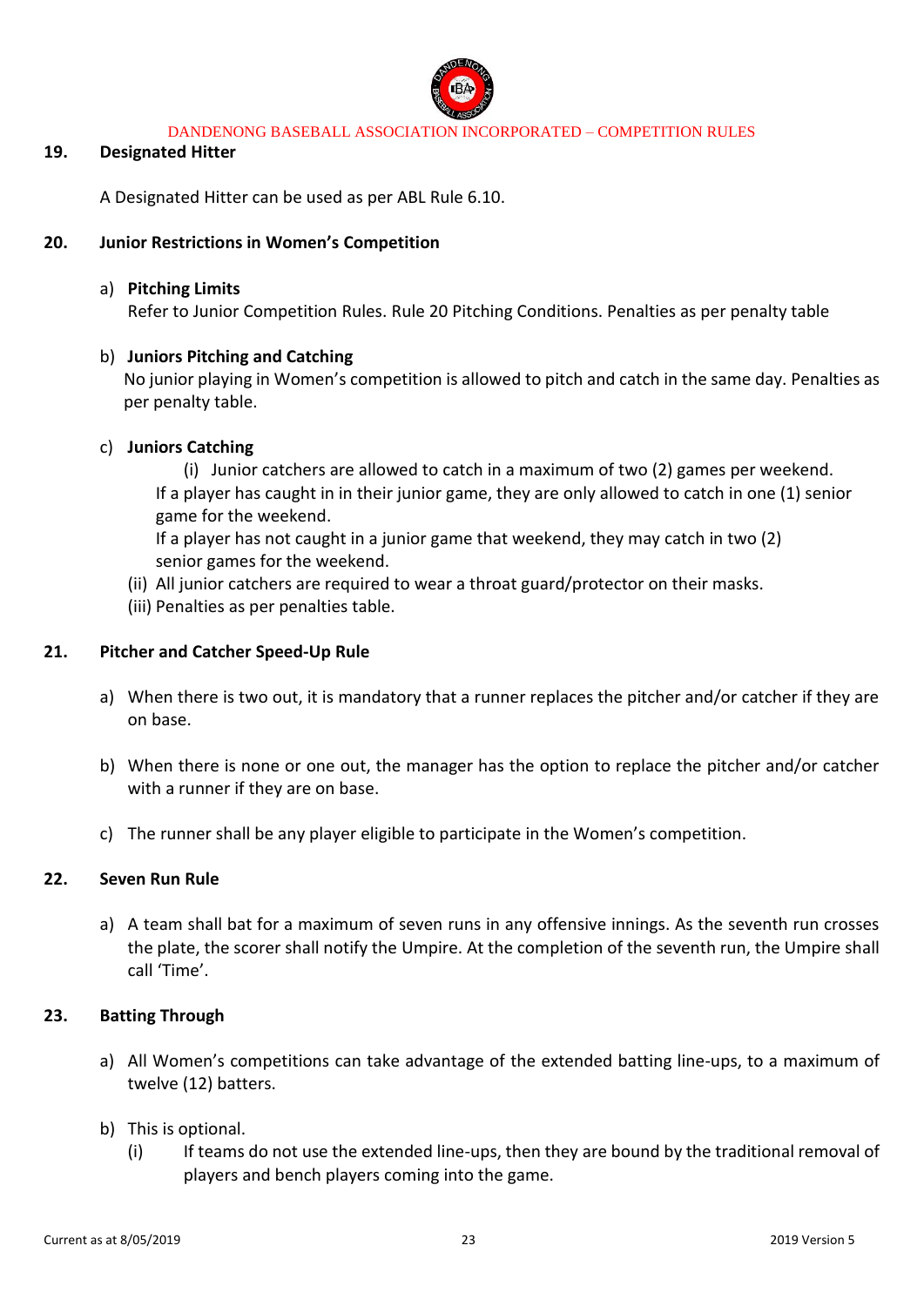## 19. Designated Hitter

A Designated Hitter can be used as per ABL Rule 6.10.

## 20. Junior Restrictions in Women's Competition

a) **Pitching Limits**
   Refer to Junior Competition Rules. Rule 20 Pitching Conditions. Penalties as per penalty table

b) **Juniors Pitching and Catching**
   No junior playing in Women's competition is allowed to pitch and catch in the same day. Penalties as per penalty table.

c) **Juniors Catching**
   (i) Junior catchers are allowed to catch in a maximum of two (2) games per weekend.
   If a player has caught in in their junior game, they are only allowed to catch in one (1) senior game for the weekend.
   If a player has not caught in a junior game that weekend, they may catch in two (2) senior games for the weekend.
   (ii) All junior catchers are required to wear a throat guard/protector on their masks.
   (iii) Penalties as per penalties table.

## 21. Pitcher and Catcher Speed-Up Rule

a) When there is two out, it is mandatory that a runner replaces the pitcher and/or catcher if they are on base.

b) When there is none or one out, the manager has the option to replace the pitcher and/or catcher with a runner if they are on base.

c) The runner shall be any player eligible to participate in the Women's competition.

## 22. Seven Run Rule

a) A team shall bat for a maximum of seven runs in any offensive innings. As the seventh run crosses the plate, the scorer shall notify the Umpire. At the completion of the seventh run, the Umpire shall call 'Time'.

## 23. Batting Through

a) All Women's competitions can take advantage of the extended batting line-ups, to a maximum of twelve (12) batters.

b) This is optional.
   (i) If teams do not use the extended line-ups, then they are bound by the traditional removal of players and bench players coming into the game.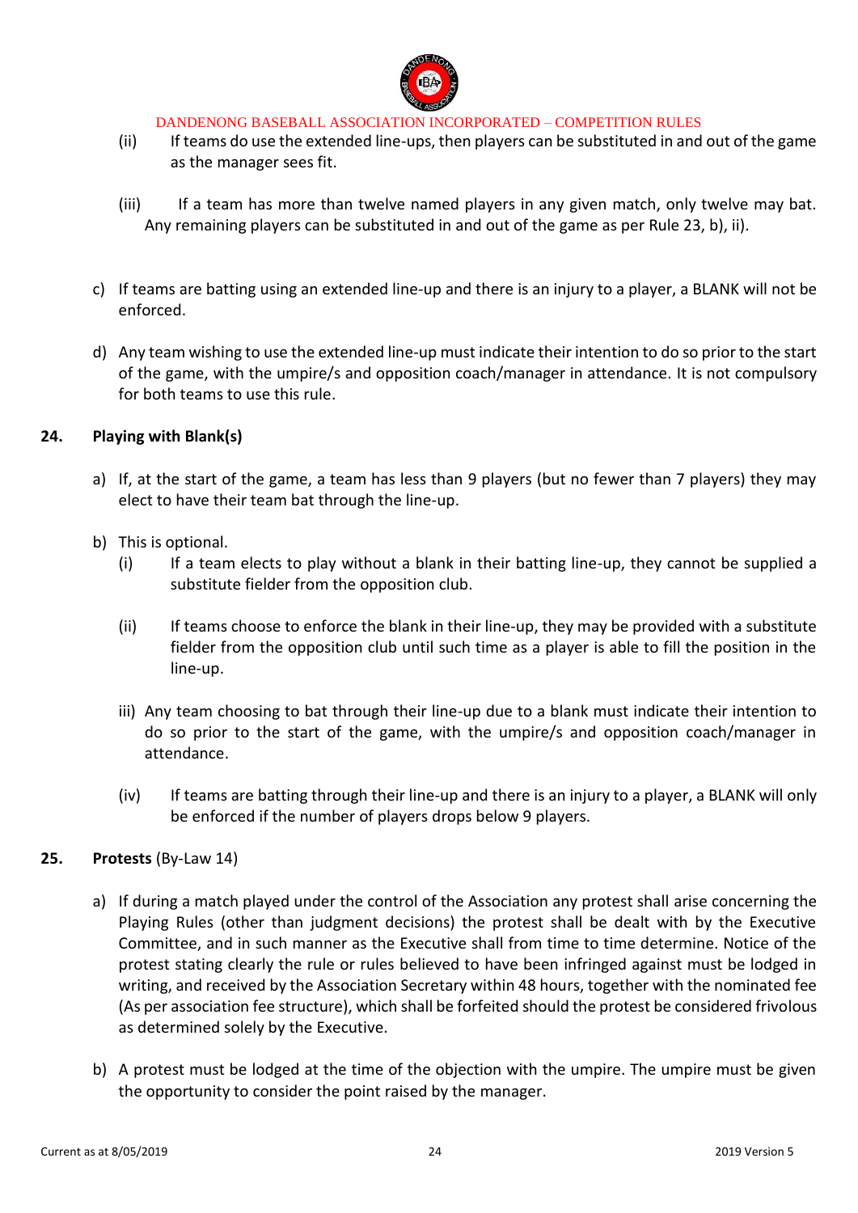(ii) If teams do use the extended line-ups, then players can be substituted in and out of the game as the manager sees fit.

(iii) If a team has more than twelve named players in any given match, only twelve may bat. Any remaining players can be substituted in and out of the game as per Rule 23, b), ii).

c) If teams are batting using an extended line-up and there is an injury to a player, a BLANK will not be enforced.

d) Any team wishing to use the extended line-up must indicate their intention to do so prior to the start of the game, with the umpire/s and opposition coach/manager in attendance. It is not compulsory for both teams to use this rule.

## 24. Playing with Blank(s)

a) If, at the start of the game, a team has less than 9 players (but no fewer than 7 players) they may elect to have their team bat through the line-up.

b) This is optional.

(i) If a team elects to play without a blank in their batting line-up, they cannot be supplied a substitute fielder from the opposition club.

(ii) If teams choose to enforce the blank in their line-up, they may be provided with a substitute fielder from the opposition club until such time as a player is able to fill the position in the line-up.

iii) Any team choosing to bat through their line-up due to a blank must indicate their intention to do so prior to the start of the game, with the umpire/s and opposition coach/manager in attendance.

(iv) If teams are batting through their line-up and there is an injury to a player, a BLANK will only be enforced if the number of players drops below 9 players.

## 25. Protests (By-Law 14)

a) If during a match played under the control of the Association any protest shall arise concerning the Playing Rules (other than judgment decisions) the protest shall be dealt with by the Executive Committee, and in such manner as the Executive shall from time to time determine. Notice of the protest stating clearly the rule or rules believed to have been infringed against must be lodged in writing, and received by the Association Secretary within 48 hours, together with the nominated fee (As per association fee structure), which shall be forfeited should the protest be considered frivolous as determined solely by the Executive.

b) A protest must be lodged at the time of the objection with the umpire. The umpire must be given the opportunity to consider the point raised by the manager.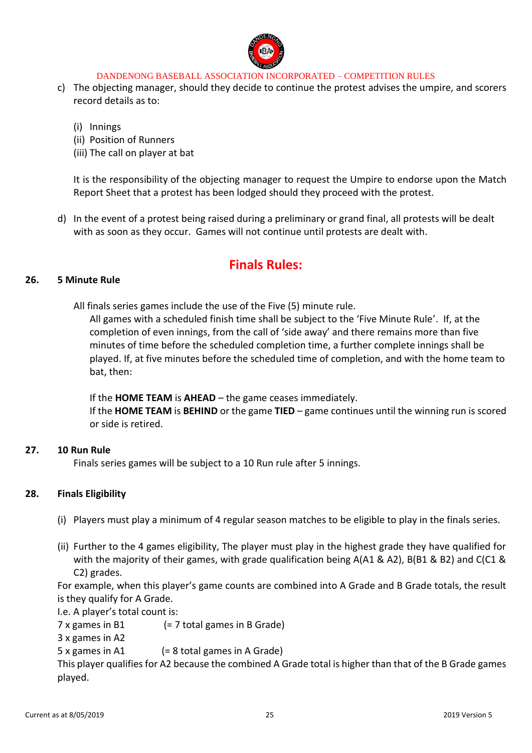c) The objecting manager, should they decide to continue the protest advises the umpire, and scorers record details as to:

   (i) Innings
   (ii) Position of Runners
   (iii) The call on player at bat

   It is the responsibility of the objecting manager to request the Umpire to endorse upon the Match Report Sheet that a protest has been lodged should they proceed with the protest.

d) In the event of a protest being raised during a preliminary or grand final, all protests will be dealt with as soon as they occur. Games will not continue until protests are dealt with.

# Finals Rules:

### 26. 5 Minute Rule

All finals series games include the use of the Five (5) minute rule.

All games with a scheduled finish time shall be subject to the 'Five Minute Rule'. If, at the completion of even innings, from the call of 'side away' and there remains more than five minutes of time before the scheduled completion time, a further complete innings shall be played. If, at five minutes before the scheduled time of completion, and with the home team to bat, then:

If the **HOME TEAM** is **AHEAD** – the game ceases immediately.
If the **HOME TEAM** is **BEHIND** or the game **TIED** – game continues until the winning run is scored or side is retired.

### 27. 10 Run Rule

Finals series games will be subject to a 10 Run rule after 5 innings.

### 28. Finals Eligibility

(i) Players must play a minimum of 4 regular season matches to be eligible to play in the finals series.

(ii) Further to the 4 games eligibility, The player must play in the highest grade they have qualified for with the majority of their games, with grade qualification being A(A1 & A2), B(B1 & B2) and C(C1 & C2) grades.

For example, when this player's game counts are combined into A Grade and B Grade totals, the result is they qualify for A Grade.

I.e. A player's total count is:

7 x games in B1 (= 7 total games in B Grade)
3 x games in A2
5 x games in A1 (= 8 total games in A Grade)

This player qualifies for A2 because the combined A Grade total is higher than that of the B Grade games played.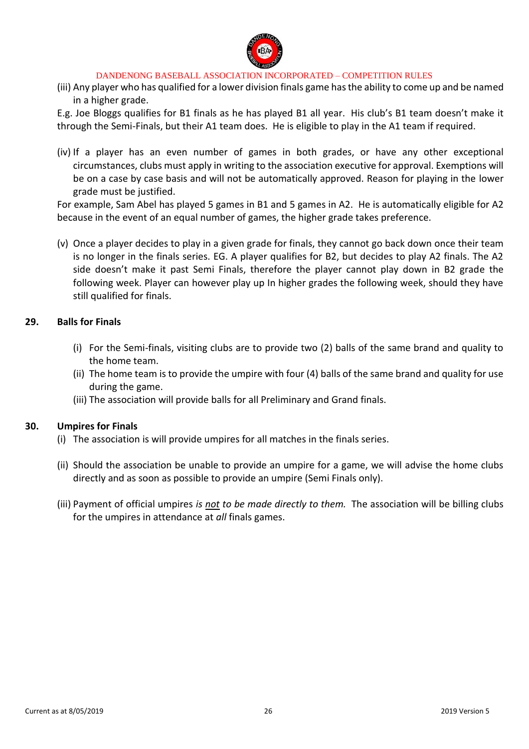(iii) Any player who has qualified for a lower division finals game has the ability to come up and be named in a higher grade.

E.g. Joe Bloggs qualifies for B1 finals as he has played B1 all year. His club's B1 team doesn't make it through the Semi-Finals, but their A1 team does. He is eligible to play in the A1 team if required.

(iv) If a player has an even number of games in both grades, or have any other exceptional circumstances, clubs must apply in writing to the association executive for approval. Exemptions will be on a case by case basis and will not be automatically approved. Reason for playing in the lower grade must be justified.

For example, Sam Abel has played 5 games in B1 and 5 games in A2. He is automatically eligible for A2 because in the event of an equal number of games, the higher grade takes preference.

(v) Once a player decides to play in a given grade for finals, they cannot go back down once their team is no longer in the finals series. EG. A player qualifies for B2, but decides to play A2 finals. The A2 side doesn't make it past Semi Finals, therefore the player cannot play down in B2 grade the following week. Player can however play up In higher grades the following week, should they have still qualified for finals.

## 29. Balls for Finals

(i) For the Semi-finals, visiting clubs are to provide two (2) balls of the same brand and quality to the home team.
(ii) The home team is to provide the umpire with four (4) balls of the same brand and quality for use during the game.
(iii) The association will provide balls for all Preliminary and Grand finals.

## 30. Umpires for Finals

(i) The association is will provide umpires for all matches in the finals series.

(ii) Should the association be unable to provide an umpire for a game, we will advise the home clubs directly and as soon as possible to provide an umpire (Semi Finals only).

(iii) Payment of official umpires *is* ***not*** *to be made directly to them.* The association will be billing clubs for the umpires in attendance at *all* finals games.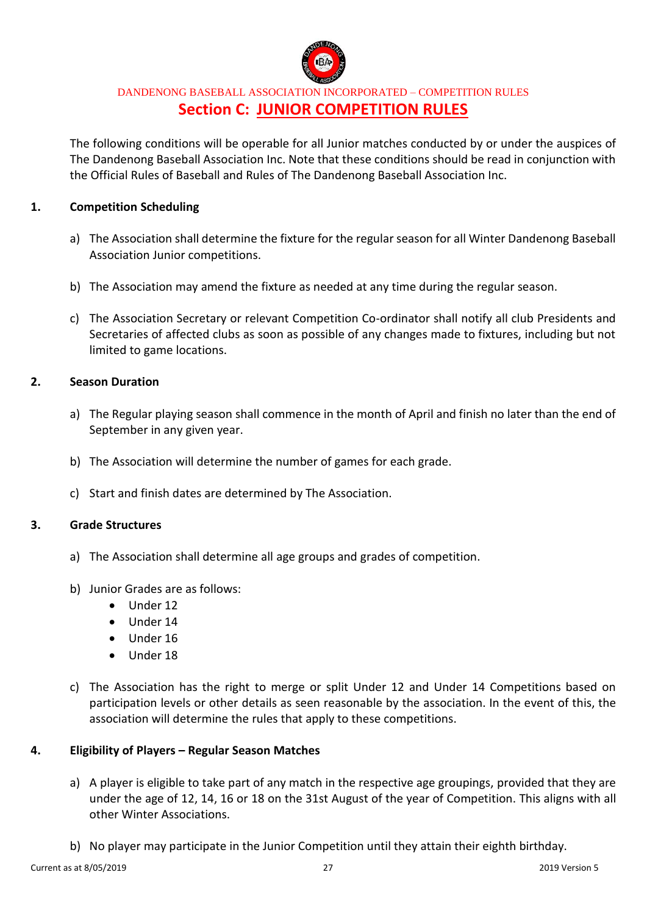DANDENONG BASEBALL ASSOCIATION INCORPORATED – COMPETITION RULES

# Section C: JUNIOR COMPETITION RULES

The following conditions will be operable for all Junior matches conducted by or under the auspices of The Dandenong Baseball Association Inc. Note that these conditions should be read in conjunction with the Official Rules of Baseball and Rules of The Dandenong Baseball Association Inc.

## 1. Competition Scheduling

a) The Association shall determine the fixture for the regular season for all Winter Dandenong Baseball Association Junior competitions.

b) The Association may amend the fixture as needed at any time during the regular season.

c) The Association Secretary or relevant Competition Co-ordinator shall notify all club Presidents and Secretaries of affected clubs as soon as possible of any changes made to fixtures, including but not limited to game locations.

## 2. Season Duration

a) The Regular playing season shall commence in the month of April and finish no later than the end of September in any given year.

b) The Association will determine the number of games for each grade.

c) Start and finish dates are determined by The Association.

## 3. Grade Structures

a) The Association shall determine all age groups and grades of competition.

b) Junior Grades are as follows:
- Under 12
- Under 14
- Under 16
- Under 18

c) The Association has the right to merge or split Under 12 and Under 14 Competitions based on participation levels or other details as seen reasonable by the association. In the event of this, the association will determine the rules that apply to these competitions.

## 4. Eligibility of Players – Regular Season Matches

a) A player is eligible to take part of any match in the respective age groupings, provided that they are under the age of 12, 14, 16 or 18 on the 31st August of the year of Competition. This aligns with all other Winter Associations.

b) No player may participate in the Junior Competition until they attain their eighth birthday.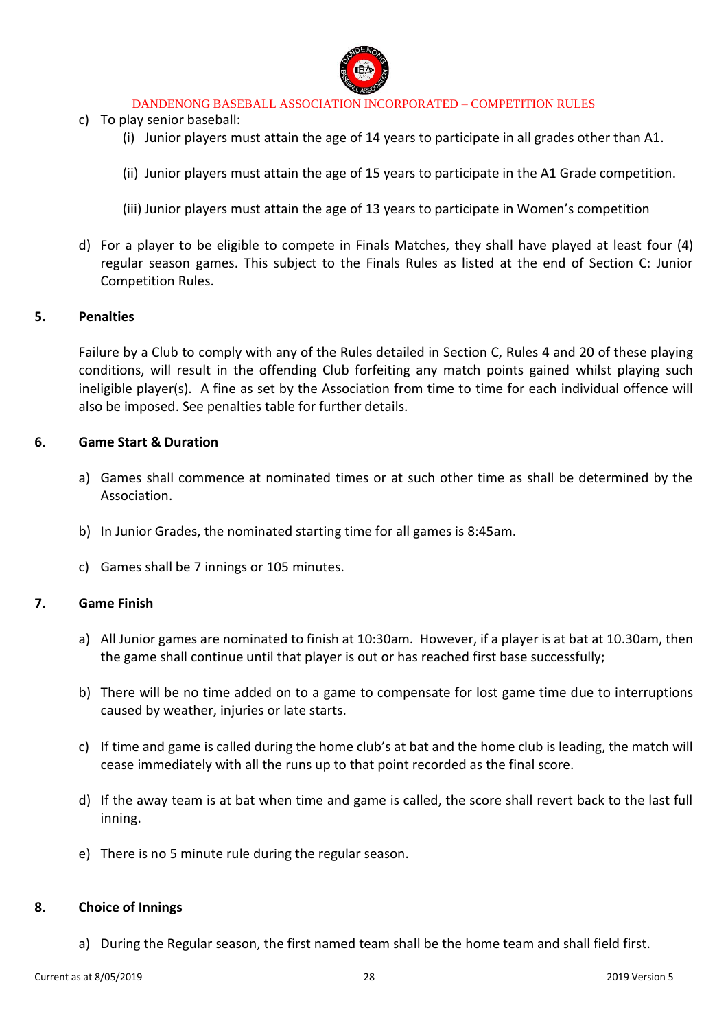c) To play senior baseball:
   - (i) Junior players must attain the age of 14 years to participate in all grades other than A1.
   - (ii) Junior players must attain the age of 15 years to participate in the A1 Grade competition.
   - (iii) Junior players must attain the age of 13 years to participate in Women's competition

d) For a player to be eligible to compete in Finals Matches, they shall have played at least four (4) regular season games. This subject to the Finals Rules as listed at the end of Section C: Junior Competition Rules.

## 5. Penalties

Failure by a Club to comply with any of the Rules detailed in Section C, Rules 4 and 20 of these playing conditions, will result in the offending Club forfeiting any match points gained whilst playing such ineligible player(s). A fine as set by the Association from time to time for each individual offence will also be imposed. See penalties table for further details.

## 6. Game Start & Duration

a) Games shall commence at nominated times or at such other time as shall be determined by the Association.

b) In Junior Grades, the nominated starting time for all games is 8:45am.

c) Games shall be 7 innings or 105 minutes.

## 7. Game Finish

a) All Junior games are nominated to finish at 10:30am. However, if a player is at bat at 10.30am, then the game shall continue until that player is out or has reached first base successfully;

b) There will be no time added on to a game to compensate for lost game time due to interruptions caused by weather, injuries or late starts.

c) If time and game is called during the home club's at bat and the home club is leading, the match will cease immediately with all the runs up to that point recorded as the final score.

d) If the away team is at bat when time and game is called, the score shall revert back to the last full inning.

e) There is no 5 minute rule during the regular season.

## 8. Choice of Innings

a) During the Regular season, the first named team shall be the home team and shall field first.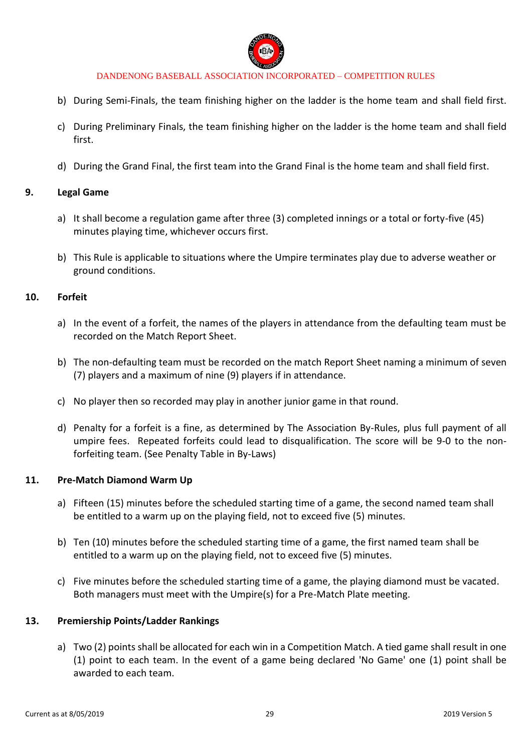b) During Semi-Finals, the team finishing higher on the ladder is the home team and shall field first.

c) During Preliminary Finals, the team finishing higher on the ladder is the home team and shall field first.

d) During the Grand Final, the first team into the Grand Final is the home team and shall field first.

## 9. Legal Game

a) It shall become a regulation game after three (3) completed innings or a total or forty-five (45) minutes playing time, whichever occurs first.

b) This Rule is applicable to situations where the Umpire terminates play due to adverse weather or ground conditions.

## 10. Forfeit

a) In the event of a forfeit, the names of the players in attendance from the defaulting team must be recorded on the Match Report Sheet.

b) The non-defaulting team must be recorded on the match Report Sheet naming a minimum of seven (7) players and a maximum of nine (9) players if in attendance.

c) No player then so recorded may play in another junior game in that round.

d) Penalty for a forfeit is a fine, as determined by The Association By-Rules, plus full payment of all umpire fees. Repeated forfeits could lead to disqualification. The score will be 9-0 to the non-forfeiting team. (See Penalty Table in By-Laws)

## 11. Pre-Match Diamond Warm Up

a) Fifteen (15) minutes before the scheduled starting time of a game, the second named team shall be entitled to a warm up on the playing field, not to exceed five (5) minutes.

b) Ten (10) minutes before the scheduled starting time of a game, the first named team shall be entitled to a warm up on the playing field, not to exceed five (5) minutes.

c) Five minutes before the scheduled starting time of a game, the playing diamond must be vacated. Both managers must meet with the Umpire(s) for a Pre-Match Plate meeting.

## 13. Premiership Points/Ladder Rankings

a) Two (2) points shall be allocated for each win in a Competition Match. A tied game shall result in one (1) point to each team. In the event of a game being declared 'No Game' one (1) point shall be awarded to each team.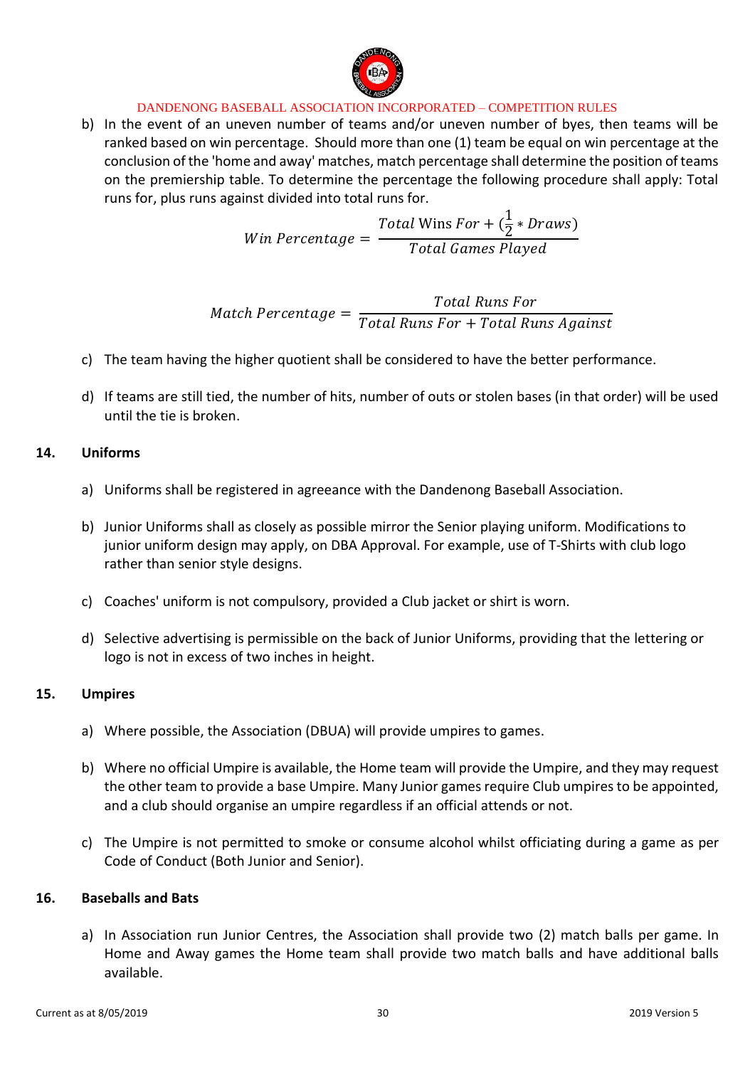b) In the event of an uneven number of teams and/or uneven number of byes, then teams will be ranked based on win percentage. Should more than one (1) team be equal on win percentage at the conclusion of the 'home and away' matches, match percentage shall determine the position of teams on the premiership table. To determine the percentage the following procedure shall apply: Total runs for, plus runs against divided into total runs for.

$$Win\ Percentage = \frac{Total\ \text{Wins}\ For + (\frac{1}{2} * Draws)}{Total\ Games\ Played}$$

$$Match\ Percentage = \frac{Total\ Runs\ For}{Total\ Runs\ For + Total\ Runs\ Against}$$

c) The team having the higher quotient shall be considered to have the better performance.

d) If teams are still tied, the number of hits, number of outs or stolen bases (in that order) will be used until the tie is broken.

## 14. Uniforms

a) Uniforms shall be registered in agreeance with the Dandenong Baseball Association.

b) Junior Uniforms shall as closely as possible mirror the Senior playing uniform. Modifications to junior uniform design may apply, on DBA Approval. For example, use of T-Shirts with club logo rather than senior style designs.

c) Coaches' uniform is not compulsory, provided a Club jacket or shirt is worn.

d) Selective advertising is permissible on the back of Junior Uniforms, providing that the lettering or logo is not in excess of two inches in height.

## 15. Umpires

a) Where possible, the Association (DBUA) will provide umpires to games.

b) Where no official Umpire is available, the Home team will provide the Umpire, and they may request the other team to provide a base Umpire. Many Junior games require Club umpires to be appointed, and a club should organise an umpire regardless if an official attends or not.

c) The Umpire is not permitted to smoke or consume alcohol whilst officiating during a game as per Code of Conduct (Both Junior and Senior).

## 16. Baseballs and Bats

a) In Association run Junior Centres, the Association shall provide two (2) match balls per game. In Home and Away games the Home team shall provide two match balls and have additional balls available.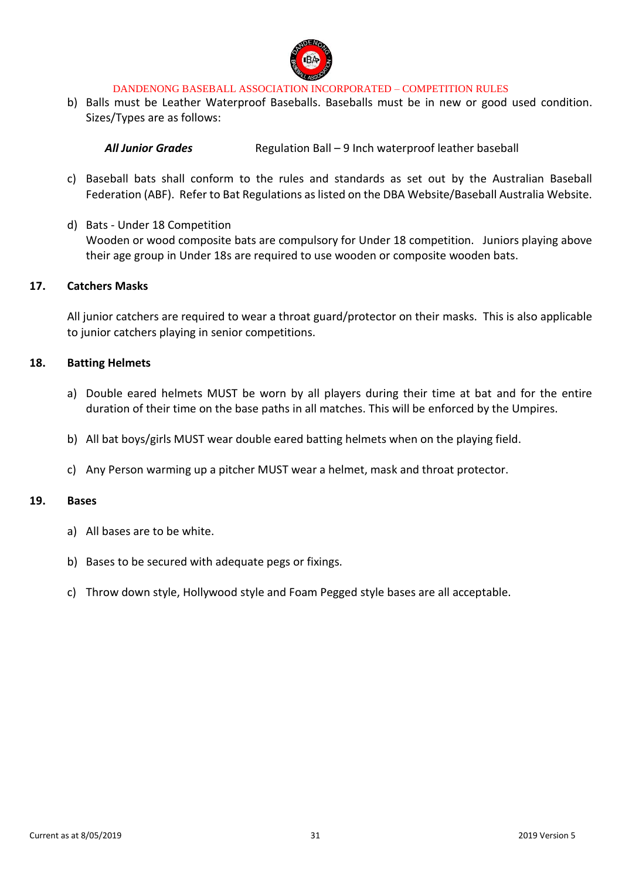b) Balls must be Leather Waterproof Baseballs. Baseballs must be in new or good used condition. Sizes/Types are as follows:

| | |
|---|---|
| ***All Junior Grades*** | Regulation Ball – 9 Inch waterproof leather baseball |

c) Baseball bats shall conform to the rules and standards as set out by the Australian Baseball Federation (ABF). Refer to Bat Regulations as listed on the DBA Website/Baseball Australia Website.

d) Bats - Under 18 Competition
Wooden or wood composite bats are compulsory for Under 18 competition. Juniors playing above their age group in Under 18s are required to use wooden or composite wooden bats.

## 17. Catchers Masks

All junior catchers are required to wear a throat guard/protector on their masks. This is also applicable to junior catchers playing in senior competitions.

## 18. Batting Helmets

a) Double eared helmets MUST be worn by all players during their time at bat and for the entire duration of their time on the base paths in all matches. This will be enforced by the Umpires.

b) All bat boys/girls MUST wear double eared batting helmets when on the playing field.

c) Any Person warming up a pitcher MUST wear a helmet, mask and throat protector.

## 19. Bases

a) All bases are to be white.

b) Bases to be secured with adequate pegs or fixings.

c) Throw down style, Hollywood style and Foam Pegged style bases are all acceptable.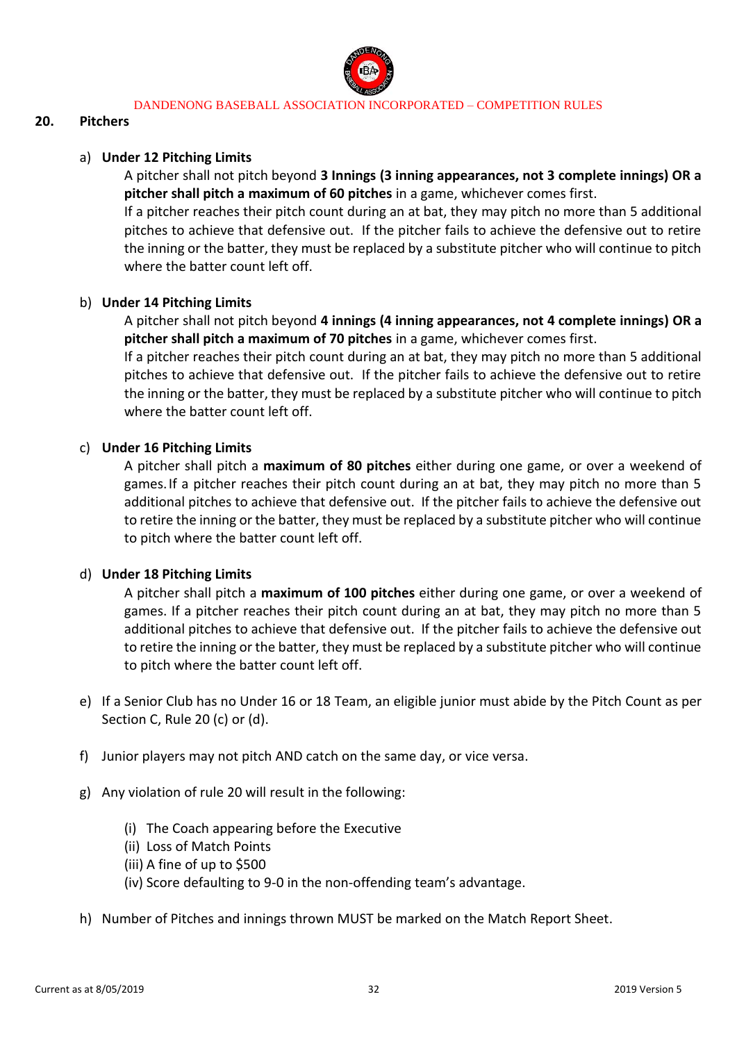## 20. Pitchers

a) **Under 12 Pitching Limits**

A pitcher shall not pitch beyond **3 Innings (3 inning appearances, not 3 complete innings) OR a pitcher shall pitch a maximum of 60 pitches** in a game, whichever comes first.

If a pitcher reaches their pitch count during an at bat, they may pitch no more than 5 additional pitches to achieve that defensive out. If the pitcher fails to achieve the defensive out to retire the inning or the batter, they must be replaced by a substitute pitcher who will continue to pitch where the batter count left off.

b) **Under 14 Pitching Limits**

A pitcher shall not pitch beyond **4 innings (4 inning appearances, not 4 complete innings) OR a pitcher shall pitch a maximum of 70 pitches** in a game, whichever comes first.

If a pitcher reaches their pitch count during an at bat, they may pitch no more than 5 additional pitches to achieve that defensive out. If the pitcher fails to achieve the defensive out to retire the inning or the batter, they must be replaced by a substitute pitcher who will continue to pitch where the batter count left off.

c) **Under 16 Pitching Limits**

A pitcher shall pitch a **maximum of 80 pitches** either during one game, or over a weekend of games. If a pitcher reaches their pitch count during an at bat, they may pitch no more than 5 additional pitches to achieve that defensive out. If the pitcher fails to achieve the defensive out to retire the inning or the batter, they must be replaced by a substitute pitcher who will continue to pitch where the batter count left off.

d) **Under 18 Pitching Limits**

A pitcher shall pitch a **maximum of 100 pitches** either during one game, or over a weekend of games. If a pitcher reaches their pitch count during an at bat, they may pitch no more than 5 additional pitches to achieve that defensive out. If the pitcher fails to achieve the defensive out to retire the inning or the batter, they must be replaced by a substitute pitcher who will continue to pitch where the batter count left off.

e) If a Senior Club has no Under 16 or 18 Team, an eligible junior must abide by the Pitch Count as per Section C, Rule 20 (c) or (d).

f) Junior players may not pitch AND catch on the same day, or vice versa.

g) Any violation of rule 20 will result in the following:

(i) The Coach appearing before the Executive
(ii) Loss of Match Points
(iii) A fine of up to $500
(iv) Score defaulting to 9-0 in the non-offending team's advantage.

h) Number of Pitches and innings thrown MUST be marked on the Match Report Sheet.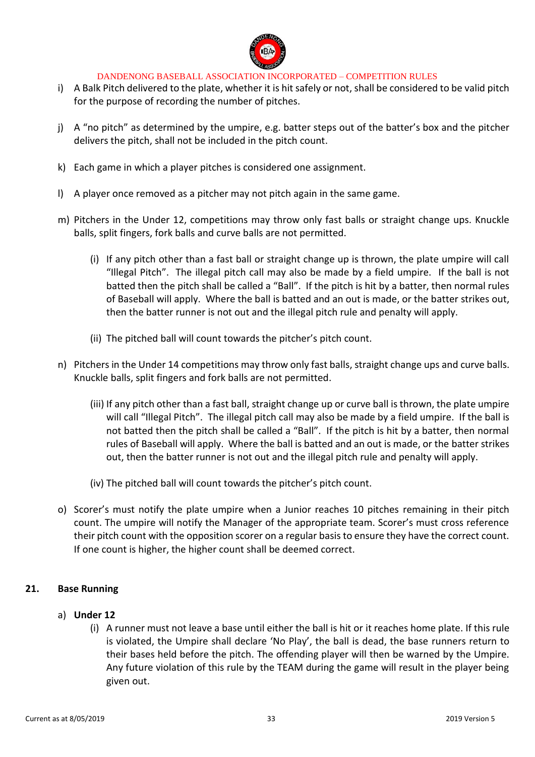i) A Balk Pitch delivered to the plate, whether it is hit safely or not, shall be considered to be valid pitch for the purpose of recording the number of pitches.

j) A "no pitch" as determined by the umpire, e.g. batter steps out of the batter's box and the pitcher delivers the pitch, shall not be included in the pitch count.

k) Each game in which a player pitches is considered one assignment.

l) A player once removed as a pitcher may not pitch again in the same game.

m) Pitchers in the Under 12, competitions may throw only fast balls or straight change ups. Knuckle balls, split fingers, fork balls and curve balls are not permitted.

   (i) If any pitch other than a fast ball or straight change up is thrown, the plate umpire will call "Illegal Pitch". The illegal pitch call may also be made by a field umpire. If the ball is not batted then the pitch shall be called a "Ball". If the pitch is hit by a batter, then normal rules of Baseball will apply. Where the ball is batted and an out is made, or the batter strikes out, then the batter runner is not out and the illegal pitch rule and penalty will apply.

   (ii) The pitched ball will count towards the pitcher's pitch count.

n) Pitchers in the Under 14 competitions may throw only fast balls, straight change ups and curve balls. Knuckle balls, split fingers and fork balls are not permitted.

   (iii) If any pitch other than a fast ball, straight change up or curve ball is thrown, the plate umpire will call "Illegal Pitch". The illegal pitch call may also be made by a field umpire. If the ball is not batted then the pitch shall be called a "Ball". If the pitch is hit by a batter, then normal rules of Baseball will apply. Where the ball is batted and an out is made, or the batter strikes out, then the batter runner is not out and the illegal pitch rule and penalty will apply.

   (iv) The pitched ball will count towards the pitcher's pitch count.

o) Scorer's must notify the plate umpire when a Junior reaches 10 pitches remaining in their pitch count. The umpire will notify the Manager of the appropriate team. Scorer's must cross reference their pitch count with the opposition scorer on a regular basis to ensure they have the correct count. If one count is higher, the higher count shall be deemed correct.

## 21. Base Running

a) **Under 12**

   (i) A runner must not leave a base until either the ball is hit or it reaches home plate. If this rule is violated, the Umpire shall declare 'No Play', the ball is dead, the base runners return to their bases held before the pitch. The offending player will then be warned by the Umpire. Any future violation of this rule by the TEAM during the game will result in the player being given out.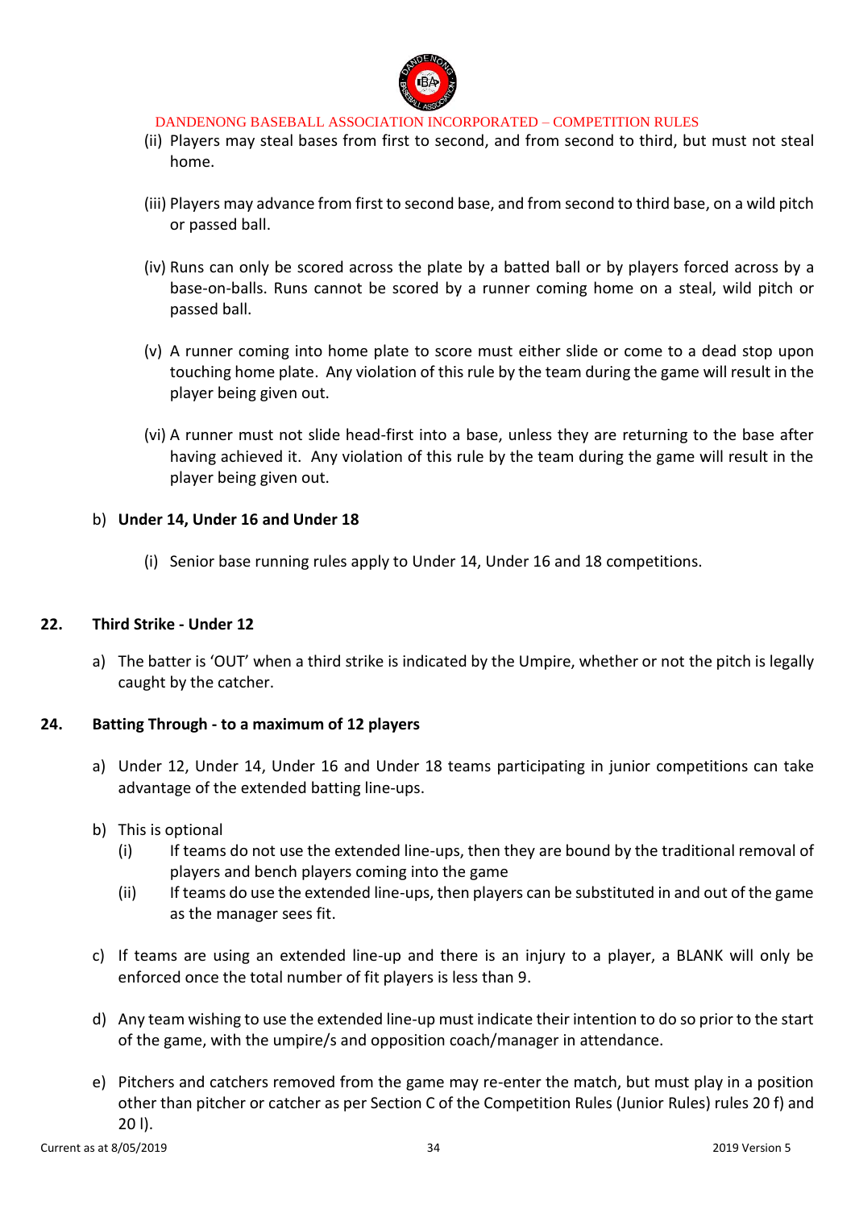(ii) Players may steal bases from first to second, and from second to third, but must not steal home.

(iii) Players may advance from first to second base, and from second to third base, on a wild pitch or passed ball.

(iv) Runs can only be scored across the plate by a batted ball or by players forced across by a base-on-balls. Runs cannot be scored by a runner coming home on a steal, wild pitch or passed ball.

(v) A runner coming into home plate to score must either slide or come to a dead stop upon touching home plate. Any violation of this rule by the team during the game will result in the player being given out.

(vi) A runner must not slide head-first into a base, unless they are returning to the base after having achieved it. Any violation of this rule by the team during the game will result in the player being given out.

b) **Under 14, Under 16 and Under 18**

(i) Senior base running rules apply to Under 14, Under 16 and 18 competitions.

## 22. Third Strike - Under 12

a) The batter is 'OUT' when a third strike is indicated by the Umpire, whether or not the pitch is legally caught by the catcher.

## 24. Batting Through - to a maximum of 12 players

a) Under 12, Under 14, Under 16 and Under 18 teams participating in junior competitions can take advantage of the extended batting line-ups.

b) This is optional

(i) If teams do not use the extended line-ups, then they are bound by the traditional removal of players and bench players coming into the game

(ii) If teams do use the extended line-ups, then players can be substituted in and out of the game as the manager sees fit.

c) If teams are using an extended line-up and there is an injury to a player, a BLANK will only be enforced once the total number of fit players is less than 9.

d) Any team wishing to use the extended line-up must indicate their intention to do so prior to the start of the game, with the umpire/s and opposition coach/manager in attendance.

e) Pitchers and catchers removed from the game may re-enter the match, but must play in a position other than pitcher or catcher as per Section C of the Competition Rules (Junior Rules) rules 20 f) and 20 l).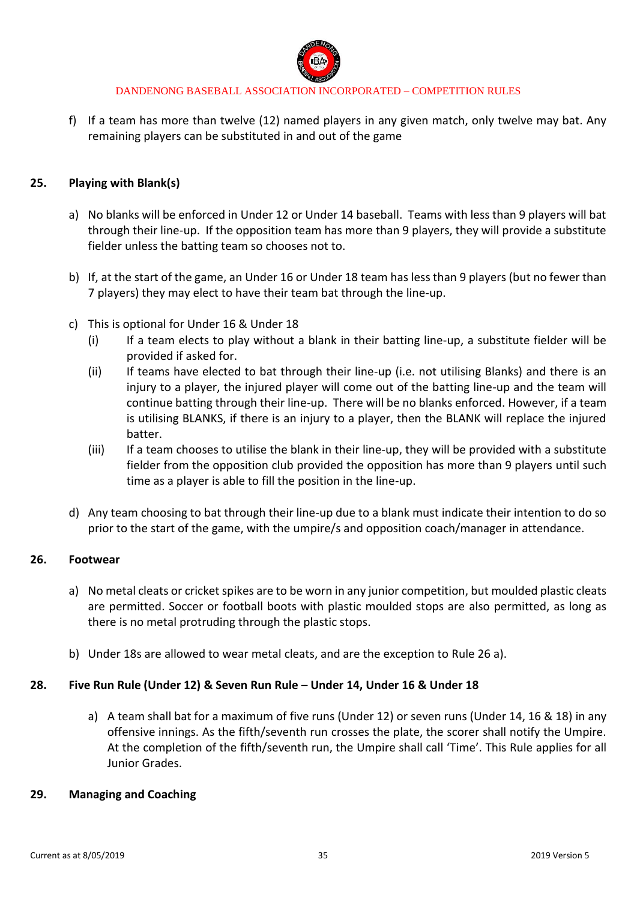f) If a team has more than twelve (12) named players in any given match, only twelve may bat. Any remaining players can be substituted in and out of the game

## 25. Playing with Blank(s)

a) No blanks will be enforced in Under 12 or Under 14 baseball. Teams with less than 9 players will bat through their line-up. If the opposition team has more than 9 players, they will provide a substitute fielder unless the batting team so chooses not to.

b) If, at the start of the game, an Under 16 or Under 18 team has less than 9 players (but no fewer than 7 players) they may elect to have their team bat through the line-up.

c) This is optional for Under 16 & Under 18
   - (i) If a team elects to play without a blank in their batting line-up, a substitute fielder will be provided if asked for.
   - (ii) If teams have elected to bat through their line-up (i.e. not utilising Blanks) and there is an injury to a player, the injured player will come out of the batting line-up and the team will continue batting through their line-up. There will be no blanks enforced. However, if a team is utilising BLANKS, if there is an injury to a player, then the BLANK will replace the injured batter.
   - (iii) If a team chooses to utilise the blank in their line-up, they will be provided with a substitute fielder from the opposition club provided the opposition has more than 9 players until such time as a player is able to fill the position in the line-up.

d) Any team choosing to bat through their line-up due to a blank must indicate their intention to do so prior to the start of the game, with the umpire/s and opposition coach/manager in attendance.

## 26. Footwear

a) No metal cleats or cricket spikes are to be worn in any junior competition, but moulded plastic cleats are permitted. Soccer or football boots with plastic moulded stops are also permitted, as long as there is no metal protruding through the plastic stops.

b) Under 18s are allowed to wear metal cleats, and are the exception to Rule 26 a).

## 28. Five Run Rule (Under 12) & Seven Run Rule – Under 14, Under 16 & Under 18

a) A team shall bat for a maximum of five runs (Under 12) or seven runs (Under 14, 16 & 18) in any offensive innings. As the fifth/seventh run crosses the plate, the scorer shall notify the Umpire. At the completion of the fifth/seventh run, the Umpire shall call 'Time'. This Rule applies for all Junior Grades.

## 29. Managing and Coaching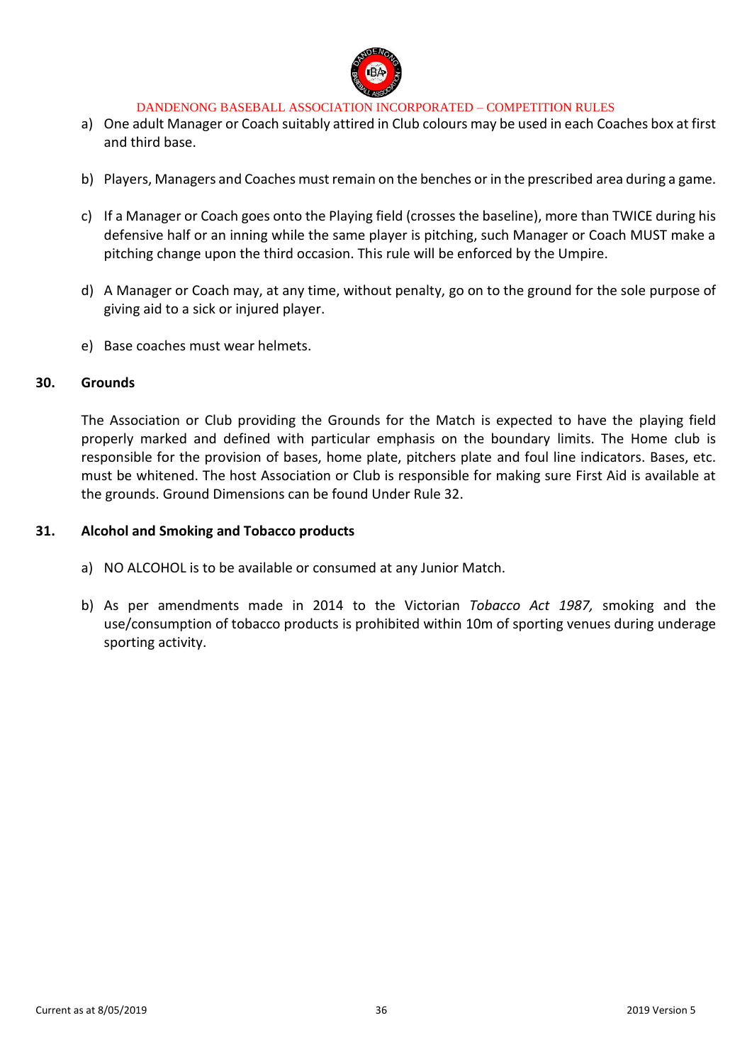a) One adult Manager or Coach suitably attired in Club colours may be used in each Coaches box at first and third base.

b) Players, Managers and Coaches must remain on the benches or in the prescribed area during a game.

c) If a Manager or Coach goes onto the Playing field (crosses the baseline), more than TWICE during his defensive half or an inning while the same player is pitching, such Manager or Coach MUST make a pitching change upon the third occasion. This rule will be enforced by the Umpire.

d) A Manager or Coach may, at any time, without penalty, go on to the ground for the sole purpose of giving aid to a sick or injured player.

e) Base coaches must wear helmets.

## 30. Grounds

The Association or Club providing the Grounds for the Match is expected to have the playing field properly marked and defined with particular emphasis on the boundary limits. The Home club is responsible for the provision of bases, home plate, pitchers plate and foul line indicators. Bases, etc. must be whitened. The host Association or Club is responsible for making sure First Aid is available at the grounds. Ground Dimensions can be found Under Rule 32.

## 31. Alcohol and Smoking and Tobacco products

a) NO ALCOHOL is to be available or consumed at any Junior Match.

b) As per amendments made in 2014 to the Victorian *Tobacco Act 1987,* smoking and the use/consumption of tobacco products is prohibited within 10m of sporting venues during underage sporting activity.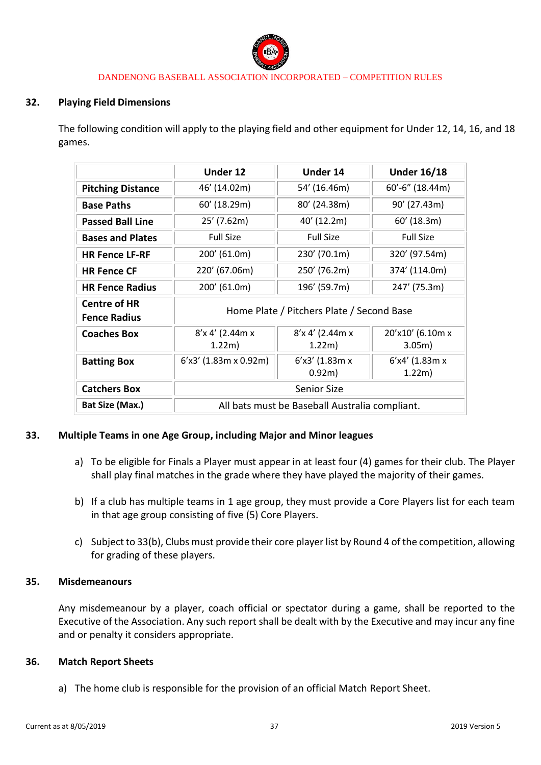## 32. Playing Field Dimensions

The following condition will apply to the playing field and other equipment for Under 12, 14, 16, and 18 games.

| | Under 12 | Under 14 | Under 16/18 |
|---|---|---|---|
| **Pitching Distance** | 46' (14.02m) | 54' (16.46m) | 60'-6" (18.44m) |
| **Base Paths** | 60' (18.29m) | 80' (24.38m) | 90' (27.43m) |
| **Passed Ball Line** | 25' (7.62m) | 40' (12.2m) | 60' (18.3m) |
| **Bases and Plates** | Full Size | Full Size | Full Size |
| **HR Fence LF-RF** | 200' (61.0m) | 230' (70.1m) | 320' (97.54m) |
| **HR Fence CF** | 220' (67.06m) | 250' (76.2m) | 374' (114.0m) |
| **HR Fence Radius** | 200' (61.0m) | 196' (59.7m) | 247' (75.3m) |
| **Centre of HR Fence Radius** | Home Plate / Pitchers Plate / Second Base | | |
| **Coaches Box** | 8'x 4' (2.44m x 1.22m) | 8'x 4' (2.44m x 1.22m) | 20'x10' (6.10m x 3.05m) |
| **Batting Box** | 6'x3' (1.83m x 0.92m) | 6'x3' (1.83m x 0.92m) | 6'x4' (1.83m x 1.22m) |
| **Catchers Box** | Senior Size | | |
| **Bat Size (Max.)** | All bats must be Baseball Australia compliant. | | |

## 33. Multiple Teams in one Age Group, including Major and Minor leagues

a) To be eligible for Finals a Player must appear in at least four (4) games for their club. The Player shall play final matches in the grade where they have played the majority of their games.

b) If a club has multiple teams in 1 age group, they must provide a Core Players list for each team in that age group consisting of five (5) Core Players.

c) Subject to 33(b), Clubs must provide their core player list by Round 4 of the competition, allowing for grading of these players.

## 35. Misdemeanours

Any misdemeanour by a player, coach official or spectator during a game, shall be reported to the Executive of the Association. Any such report shall be dealt with by the Executive and may incur any fine and or penalty it considers appropriate.

## 36. Match Report Sheets

a) The home club is responsible for the provision of an official Match Report Sheet.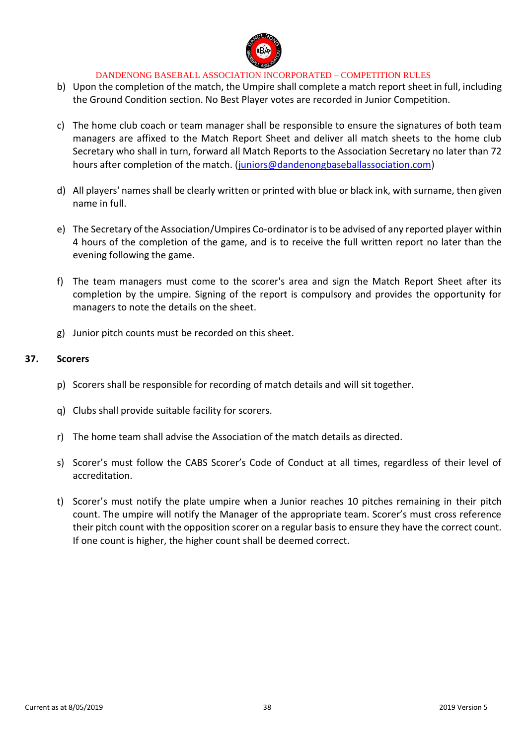b) Upon the completion of the match, the Umpire shall complete a match report sheet in full, including the Ground Condition section. No Best Player votes are recorded in Junior Competition.

c) The home club coach or team manager shall be responsible to ensure the signatures of both team managers are affixed to the Match Report Sheet and deliver all match sheets to the home club Secretary who shall in turn, forward all Match Reports to the Association Secretary no later than 72 hours after completion of the match. (juniors@dandenongbaseballassociation.com)

d) All players' names shall be clearly written or printed with blue or black ink, with surname, then given name in full.

e) The Secretary of the Association/Umpires Co-ordinator is to be advised of any reported player within 4 hours of the completion of the game, and is to receive the full written report no later than the evening following the game.

f) The team managers must come to the scorer's area and sign the Match Report Sheet after its completion by the umpire. Signing of the report is compulsory and provides the opportunity for managers to note the details on the sheet.

g) Junior pitch counts must be recorded on this sheet.

## 37. Scorers

p) Scorers shall be responsible for recording of match details and will sit together.

q) Clubs shall provide suitable facility for scorers.

r) The home team shall advise the Association of the match details as directed.

s) Scorer's must follow the CABS Scorer's Code of Conduct at all times, regardless of their level of accreditation.

t) Scorer's must notify the plate umpire when a Junior reaches 10 pitches remaining in their pitch count. The umpire will notify the Manager of the appropriate team. Scorer's must cross reference their pitch count with the opposition scorer on a regular basis to ensure they have the correct count. If one count is higher, the higher count shall be deemed correct.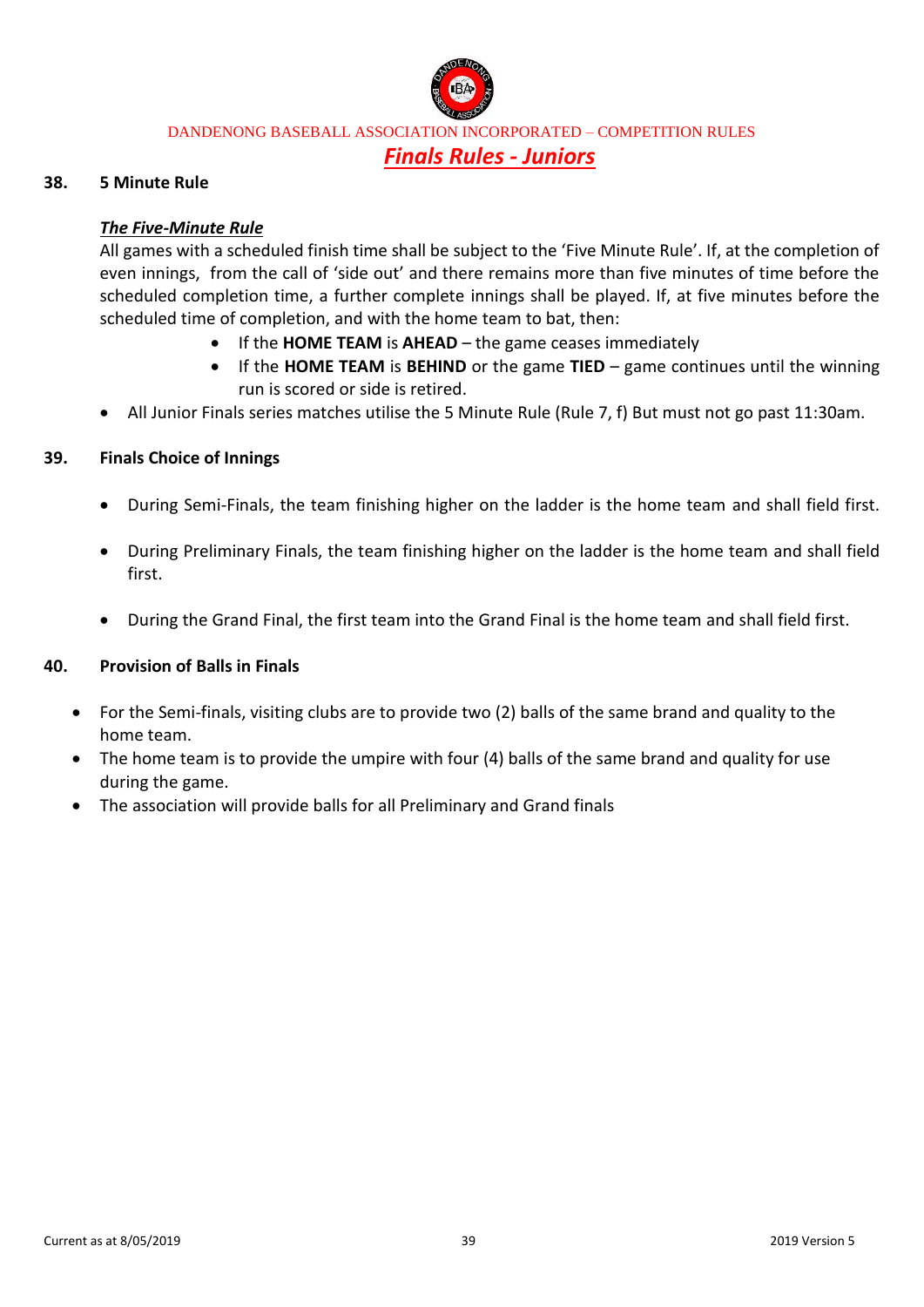DANDENONG BASEBALL ASSOCIATION INCORPORATED – COMPETITION RULES

# *Finals Rules - Juniors*

## 38. 5 Minute Rule

***The Five-Minute Rule***

All games with a scheduled finish time shall be subject to the 'Five Minute Rule'. If, at the completion of even innings, from the call of 'side out' and there remains more than five minutes of time before the scheduled completion time, a further complete innings shall be played. If, at five minutes before the scheduled time of completion, and with the home team to bat, then:

- If the **HOME TEAM** is **AHEAD** – the game ceases immediately
- If the **HOME TEAM** is **BEHIND** or the game **TIED** – game continues until the winning run is scored or side is retired.

- All Junior Finals series matches utilise the 5 Minute Rule (Rule 7, f) But must not go past 11:30am.

## 39. Finals Choice of Innings

- During Semi-Finals, the team finishing higher on the ladder is the home team and shall field first.
- During Preliminary Finals, the team finishing higher on the ladder is the home team and shall field first.
- During the Grand Final, the first team into the Grand Final is the home team and shall field first.

## 40. Provision of Balls in Finals

- For the Semi-finals, visiting clubs are to provide two (2) balls of the same brand and quality to the home team.
- The home team is to provide the umpire with four (4) balls of the same brand and quality for use during the game.
- The association will provide balls for all Preliminary and Grand finals

Current as at 8/05/2019 2019 Version 5